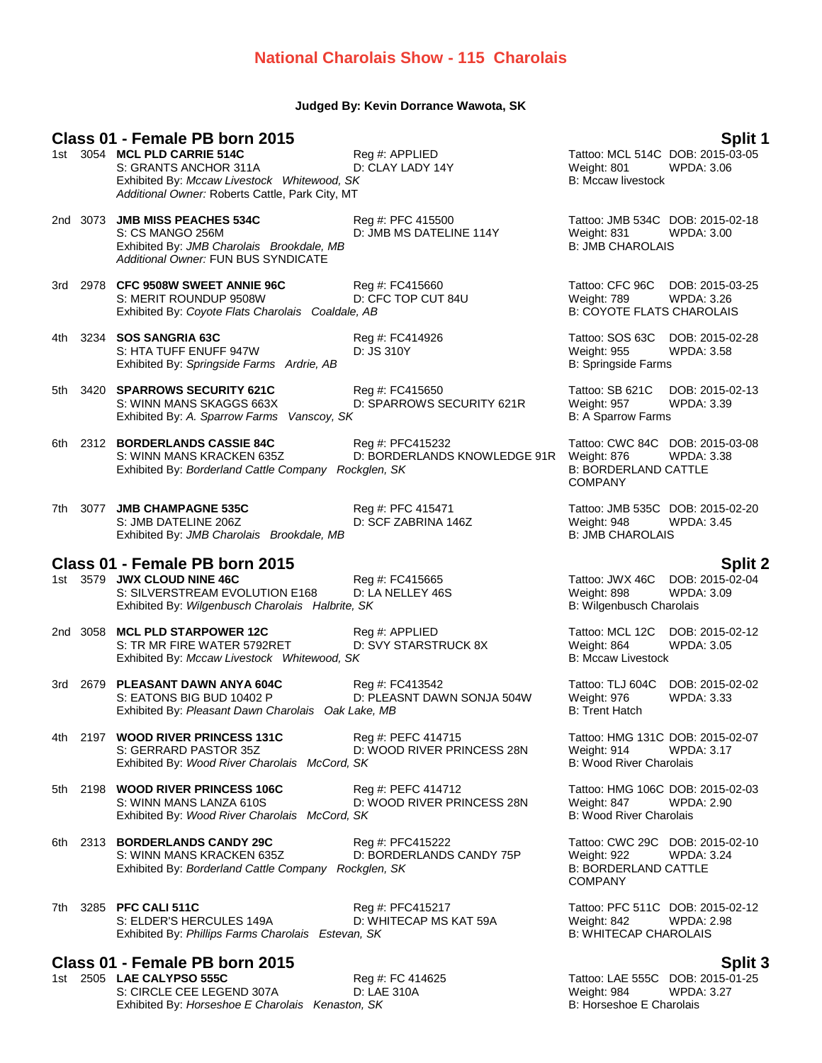# National Charolais Show - 115 Charolais

**Judged By: Kevin Dorrance Wawota, SK**

## Class 01 - Female PB born 2015 — Split 1

1st 3054 **MCL PLD CARRIE 514C** Reg #: APPLIED Tattoo: MCL 514C DOB: 2015-03-05
S: GRANTS ANCHOR 311A D: CLAY LADY 14Y Weight: 801 WPDA: 3.06
Exhibited By: *Mccaw Livestock Whitewood, SK* B: Mccaw livestock
*Additional Owner:* Roberts Cattle, Park City, MT

2nd 3073 **JMB MISS PEACHES 534C** Reg #: PFC 415500 Tattoo: JMB 534C DOB: 2015-02-18
S: CS MANGO 256M D: JMB MS DATELINE 114Y Weight: 831 WPDA: 3.00
Exhibited By: *JMB Charolais Brookdale, MB* B: JMB CHAROLAIS
*Additional Owner:* FUN BUS SYNDICATE

3rd 2978 **CFC 9508W SWEET ANNIE 96C** Reg #: FC415660 Tattoo: CFC 96C DOB: 2015-03-25
S: MERIT ROUNDUP 9508W D: CFC TOP CUT 84U Weight: 789 WPDA: 3.26
Exhibited By: *Coyote Flats Charolais Coaldale, AB* B: COYOTE FLATS CHAROLAIS

4th 3234 **SOS SANGRIA 63C** Reg #: FC414926 Tattoo: SOS 63C DOB: 2015-02-28
S: HTA TUFF ENUFF 947W D: JS 310Y Weight: 955 WPDA: 3.58
Exhibited By: *Springside Farms Ardrie, AB* B: Springside Farms

5th 3420 **SPARROWS SECURITY 621C** Reg #: FC415650 Tattoo: SB 621C DOB: 2015-02-13
S: WINN MANS SKAGGS 663X D: SPARROWS SECURITY 621R Weight: 957 WPDA: 3.39
Exhibited By: *A. Sparrow Farms Vanscoy, SK* B: A Sparrow Farms

6th 2312 **BORDERLANDS CASSIE 84C** Reg #: PFC415232 Tattoo: CWC 84C DOB: 2015-03-08
S: WINN MANS KRACKEN 635Z D: BORDERLANDS KNOWLEDGE 91R Weight: 876 WPDA: 3.38
Exhibited By: *Borderland Cattle Company Rockglen, SK* B: BORDERLAND CATTLE COMPANY

7th 3077 **JMB CHAMPAGNE 535C** Reg #: PFC 415471 Tattoo: JMB 535C DOB: 2015-02-20
S: JMB DATELINE 206Z D: SCF ZABRINA 146Z Weight: 948 WPDA: 3.45
Exhibited By: *JMB Charolais Brookdale, MB* B: JMB CHAROLAIS

## Class 01 - Female PB born 2015 — Split 2

1st 3579 **JWX CLOUD NINE 46C** Reg #: FC415665 Tattoo: JWX 46C DOB: 2015-02-04
S: SILVERSTREAM EVOLUTION E168 D: LA NELLEY 46S Weight: 898 WPDA: 3.09
Exhibited By: *Wilgenbusch Charolais Halbrite, SK* B: Wilgenbusch Charolais

2nd 3058 **MCL PLD STARPOWER 12C** Reg #: APPLIED Tattoo: MCL 12C DOB: 2015-02-12
S: TR MR FIRE WATER 5792RET D: SVY STARSTRUCK 8X Weight: 864 WPDA: 3.05
Exhibited By: *Mccaw Livestock Whitewood, SK* B: Mccaw Livestock

3rd 2679 **PLEASANT DAWN ANYA 604C** Reg #: FC413542 Tattoo: TLJ 604C DOB: 2015-02-02
S: EATONS BIG BUD 10402 P D: PLEASNT DAWN SONJA 504W Weight: 976 WPDA: 3.33
Exhibited By: *Pleasant Dawn Charolais Oak Lake, MB* B: Trent Hatch

4th 2197 **WOOD RIVER PRINCESS 131C** Reg #: PEFC 414715 Tattoo: HMG 131C DOB: 2015-02-07
S: GERRARD PASTOR 35Z D: WOOD RIVER PRINCESS 28N Weight: 914 WPDA: 3.17
Exhibited By: *Wood River Charolais McCord, SK* B: Wood River Charolais

5th 2198 **WOOD RIVER PRINCESS 106C** Reg #: PEFC 414712 Tattoo: HMG 106C DOB: 2015-02-03
S: WINN MANS LANZA 610S D: WOOD RIVER PRINCESS 28N Weight: 847 WPDA: 2.90
Exhibited By: *Wood River Charolais McCord, SK* B: Wood River Charolais

6th 2313 **BORDERLANDS CANDY 29C** Reg #: PFC415222 Tattoo: CWC 29C DOB: 2015-02-10
S: WINN MANS KRACKEN 635Z D: BORDERLANDS CANDY 75P Weight: 922 WPDA: 3.24
Exhibited By: *Borderland Cattle Company Rockglen, SK* B: BORDERLAND CATTLE COMPANY

7th 3285 **PFC CALI 511C** Reg #: PFC415217 Tattoo: PFC 511C DOB: 2015-02-12
S: ELDER'S HERCULES 149A D: WHITECAP MS KAT 59A Weight: 842 WPDA: 2.98
Exhibited By: *Phillips Farms Charolais Estevan, SK* B: WHITECAP CHAROLAIS

## Class 01 - Female PB born 2015 — Split 3

1st 2505 **LAE CALYPSO 555C** Reg #: FC 414625 Tattoo: LAE 555C DOB: 2015-01-25
S: CIRCLE CEE LEGEND 307A D: LAE 310A Weight: 984 WPDA: 3.27
Exhibited By: *Horseshoe E Charolais Kenaston, SK* B: Horseshoe E Charolais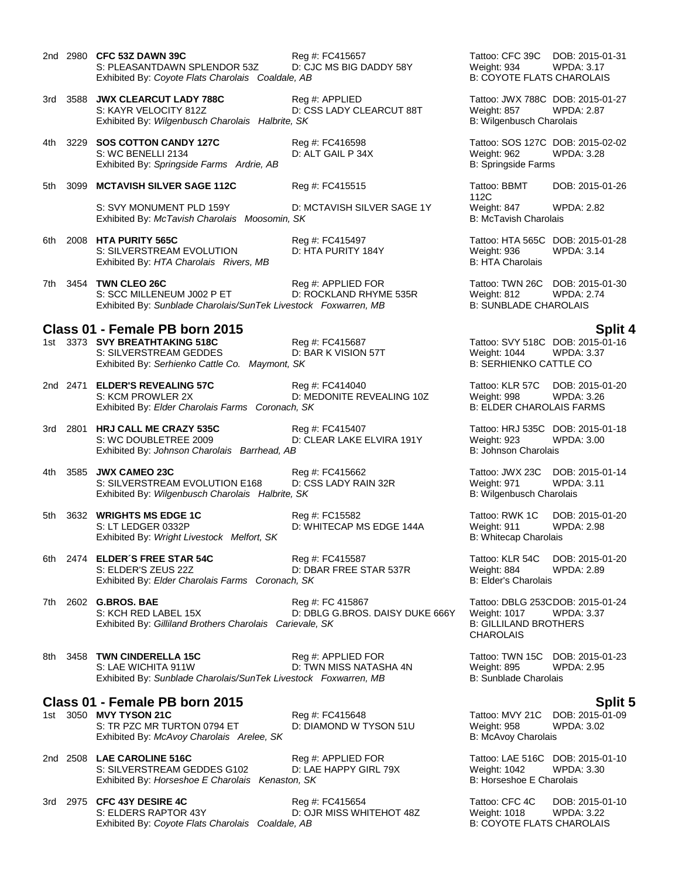2nd 2980 **CFC 53Z DAWN 39C** Reg #: FC415657 Tattoo: CFC 39C DOB: 2015-01-31
S: PLEASANTDAWN SPLENDOR 53Z D: CJC MS BIG DADDY 58Y Weight: 934 WPDA: 3.17
Exhibited By: *Coyote Flats Charolais Coaldale, AB* B: COYOTE FLATS CHAROLAIS

3rd 3588 **JWX CLEARCUT LADY 788C** Reg #: APPLIED Tattoo: JWX 788C DOB: 2015-01-27
S: KAYR VELOCITY 812Z D: CSS LADY CLEARCUT 88T Weight: 857 WPDA: 2.87
Exhibited By: *Wilgenbusch Charolais Halbrite, SK* B: Wilgenbusch Charolais

4th 3229 **SOS COTTON CANDY 127C** Reg #: FC416598 Tattoo: SOS 127C DOB: 2015-02-02
S: WC BENELLI 2134 D: ALT GAIL P 34X Weight: 962 WPDA: 3.28
Exhibited By: *Springside Farms Ardrie, AB* B: Springside Farms

5th 3099 **MCTAVISH SILVER SAGE 112C** Reg #: FC415515 Tattoo: BBMT 112C DOB: 2015-01-26
S: SVY MONUMENT PLD 159Y D: MCTAVISH SILVER SAGE 1Y Weight: 847 WPDA: 2.82
Exhibited By: *McTavish Charolais Moosomin, SK* B: McTavish Charolais

6th 2008 **HTA PURITY 565C** Reg #: FC415497 Tattoo: HTA 565C DOB: 2015-01-28
S: SILVERSTREAM EVOLUTION D: HTA PURITY 184Y Weight: 936 WPDA: 3.14
Exhibited By: *HTA Charolais Rivers, MB* B: HTA Charolais

7th 3454 **TWN CLEO 26C** Reg #: APPLIED FOR Tattoo: TWN 26C DOB: 2015-01-30
S: SCC MILLENEUM J002 P ET D: ROCKLAND RHYME 535R Weight: 812 WPDA: 2.74
Exhibited By: *Sunblade Charolais/SunTek Livestock Foxwarren, MB* B: SUNBLADE CHAROLAIS

## Class 01 - Female PB born 2015 — Split 4

1st 3373 **SVY BREATHTAKING 518C** Reg #: FC415687 Tattoo: SVY 518C DOB: 2015-01-16
S: SILVERSTREAM GEDDES D: BAR K VISION 57T Weight: 1044 WPDA: 3.37
Exhibited By: *Serhienko Cattle Co. Maymont, SK* B: SERHIENKO CATTLE CO

2nd 2471 **ELDER'S REVEALING 57C** Reg #: FC414040 Tattoo: KLR 57C DOB: 2015-01-20
S: KCM PROWLER 2X D: MEDONITE REVEALING 10Z Weight: 998 WPDA: 3.26
Exhibited By: *Elder Charolais Farms Coronach, SK* B: ELDER CHAROLAIS FARMS

3rd 2801 **HRJ CALL ME CRAZY 535C** Reg #: FC415407 Tattoo: HRJ 535C DOB: 2015-01-18
S: WC DOUBLETREE 2009 D: CLEAR LAKE ELVIRA 191Y Weight: 923 WPDA: 3.00
Exhibited By: *Johnson Charolais Barrhead, AB* B: Johnson Charolais

4th 3585 **JWX CAMEO 23C** Reg #: FC415662 Tattoo: JWX 23C DOB: 2015-01-14
S: SILVERSTREAM EVOLUTION E168 D: CSS LADY RAIN 32R Weight: 971 WPDA: 3.11
Exhibited By: *Wilgenbusch Charolais Halbrite, SK* B: Wilgenbusch Charolais

5th 3632 **WRIGHTS MS EDGE 1C** Reg #: FC15582 Tattoo: RWK 1C DOB: 2015-01-20
S: LT LEDGER 0332P D: WHITECAP MS EDGE 144A Weight: 911 WPDA: 2.98
Exhibited By: *Wright Livestock Melfort, SK* B: Whitecap Charolais

6th 2474 **ELDER´S FREE STAR 54C** Reg #: FC415587 Tattoo: KLR 54C DOB: 2015-01-20
S: ELDER'S ZEUS 22Z D: DBAR FREE STAR 537R Weight: 884 WPDA: 2.89
Exhibited By: *Elder Charolais Farms Coronach, SK* B: Elder's Charolais

7th 2602 **G.BROS. BAE** Reg #: FC 415867 Tattoo: DBLG 253C DOB: 2015-01-24
S: KCH RED LABEL 15X D: DBLG G.BROS. DAISY DUKE 666Y Weight: 1017 WPDA: 3.37
Exhibited By: *Gilliland Brothers Charolais Carievale, SK* B: GILLILAND BROTHERS CHAROLAIS

8th 3458 **TWN CINDERELLA 15C** Reg #: APPLIED FOR Tattoo: TWN 15C DOB: 2015-01-23
S: LAE WICHITA 911W D: TWN MISS NATASHA 4N Weight: 895 WPDA: 2.95
Exhibited By: *Sunblade Charolais/SunTek Livestock Foxwarren, MB* B: Sunblade Charolais

## Class 01 - Female PB born 2015 — Split 5

1st 3050 **MVY TYSON 21C** Reg #: FC415648 Tattoo: MVY 21C DOB: 2015-01-09
S: TR PZC MR TURTON 0794 ET D: DIAMOND W TYSON 51U Weight: 958 WPDA: 3.02
Exhibited By: *McAvoy Charolais Arelee, SK* B: McAvoy Charolais

2nd 2508 **LAE CAROLINE 516C** Reg #: APPLIED FOR Tattoo: LAE 516C DOB: 2015-01-10
S: SILVERSTREAM GEDDES G102 D: LAE HAPPY GIRL 79X Weight: 1042 WPDA: 3.30
Exhibited By: *Horseshoe E Charolais Kenaston, SK* B: Horseshoe E Charolais

3rd 2975 **CFC 43Y DESIRE 4C** Reg #: FC415654 Tattoo: CFC 4C DOB: 2015-01-10
S: ELDERS RAPTOR 43Y D: OJR MISS WHITEHOT 48Z Weight: 1018 WPDA: 3.22
Exhibited By: *Coyote Flats Charolais Coaldale, AB* B: COYOTE FLATS CHAROLAIS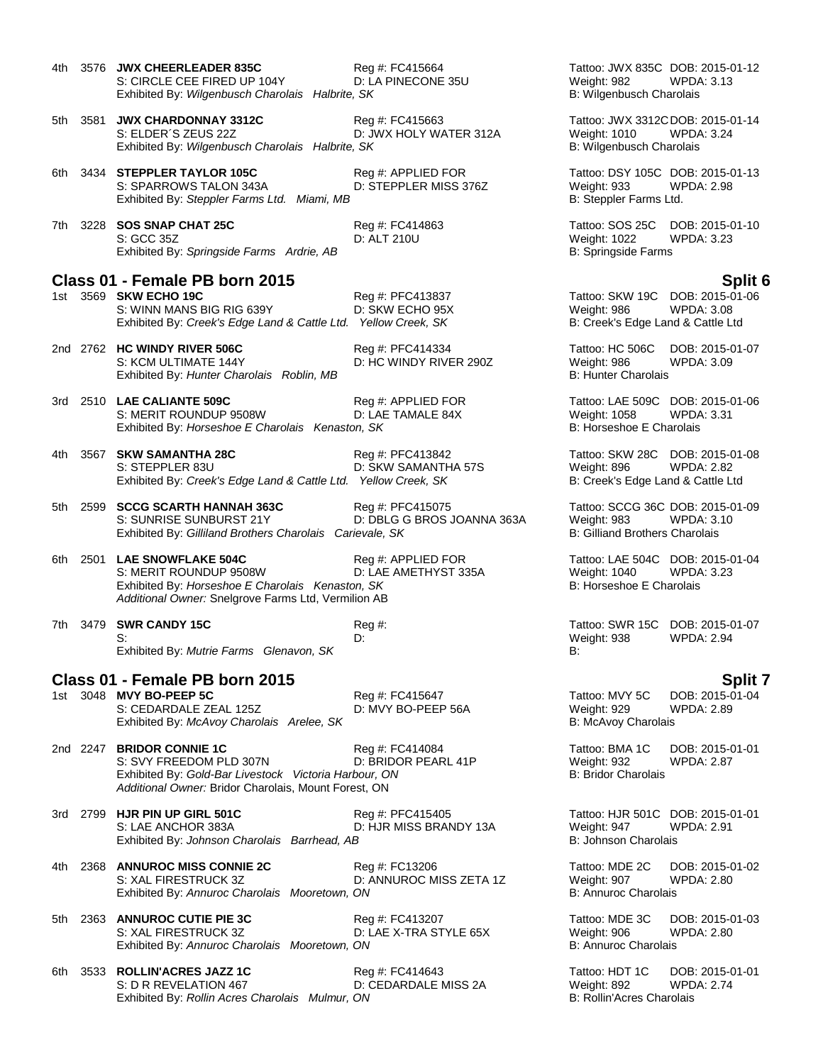4th 3576 **JWX CHEERLEADER 835C** Reg #: FC415664 Tattoo: JWX 835C DOB: 2015-01-12
S: CIRCLE CEE FIRED UP 104Y D: LA PINECONE 35U Weight: 982 WPDA: 3.13
Exhibited By: *Wilgenbusch Charolais Halbrite, SK* B: Wilgenbusch Charolais

5th 3581 **JWX CHARDONNAY 3312C** Reg #: FC415663 Tattoo: JWX 3312C DOB: 2015-01-14
S: ELDER´S ZEUS 22Z D: JWX HOLY WATER 312A Weight: 1010 WPDA: 3.24
Exhibited By: *Wilgenbusch Charolais Halbrite, SK* B: Wilgenbusch Charolais

6th 3434 **STEPPLER TAYLOR 105C** Reg #: APPLIED FOR Tattoo: DSY 105C DOB: 2015-01-13
S: SPARROWS TALON 343A D: STEPPLER MISS 376Z Weight: 933 WPDA: 2.98
Exhibited By: *Steppler Farms Ltd. Miami, MB* B: Steppler Farms Ltd.

7th 3228 **SOS SNAP CHAT 25C** Reg #: FC414863 Tattoo: SOS 25C DOB: 2015-01-10
S: GCC 35Z D: ALT 210U Weight: 1022 WPDA: 3.23
Exhibited By: *Springside Farms Ardrie, AB* B: Springside Farms

## Class 01 - Female PB born 2015 — Split 6

1st 3569 **SKW ECHO 19C** Reg #: PFC413837 Tattoo: SKW 19C DOB: 2015-01-06
S: WINN MANS BIG RIG 639Y D: SKW ECHO 95X Weight: 986 WPDA: 3.08
Exhibited By: *Creek's Edge Land & Cattle Ltd. Yellow Creek, SK* B: Creek's Edge Land & Cattle Ltd

2nd 2762 **HC WINDY RIVER 506C** Reg #: PFC414334 Tattoo: HC 506C DOB: 2015-01-07
S: KCM ULTIMATE 144Y D: HC WINDY RIVER 290Z Weight: 986 WPDA: 3.09
Exhibited By: *Hunter Charolais Roblin, MB* B: Hunter Charolais

3rd 2510 **LAE CALIANTE 509C** Reg #: APPLIED FOR Tattoo: LAE 509C DOB: 2015-01-06
S: MERIT ROUNDUP 9508W D: LAE TAMALE 84X Weight: 1058 WPDA: 3.31
Exhibited By: *Horseshoe E Charolais Kenaston, SK* B: Horseshoe E Charolais

4th 3567 **SKW SAMANTHA 28C** Reg #: PFC413842 Tattoo: SKW 28C DOB: 2015-01-08
S: STEPPLER 83U D: SKW SAMANTHA 57S Weight: 896 WPDA: 2.82
Exhibited By: *Creek's Edge Land & Cattle Ltd. Yellow Creek, SK* B: Creek's Edge Land & Cattle Ltd

5th 2599 **SCCG SCARTH HANNAH 363C** Reg #: PFC415075 Tattoo: SCCG 36C DOB: 2015-01-09
S: SUNRISE SUNBURST 21Y D: DBLG G BROS JOANNA 363A Weight: 983 WPDA: 3.10
Exhibited By: *Gilliland Brothers Charolais Carievale, SK* B: Gilliland Brothers Charolais

6th 2501 **LAE SNOWFLAKE 504C** Reg #: APPLIED FOR Tattoo: LAE 504C DOB: 2015-01-04
S: MERIT ROUNDUP 9508W D: LAE AMETHYST 335A Weight: 1040 WPDA: 3.23
Exhibited By: *Horseshoe E Charolais Kenaston, SK* B: Horseshoe E Charolais
*Additional Owner:* Snelgrove Farms Ltd, Vermilion AB

7th 3479 **SWR CANDY 15C** Reg #: Tattoo: SWR 15C DOB: 2015-01-07
S: D: Weight: 938 WPDA: 2.94
Exhibited By: *Mutrie Farms Glenavon, SK* B:

## Class 01 - Female PB born 2015 — Split 7

1st 3048 **MVY BO-PEEP 5C** Reg #: FC415647 Tattoo: MVY 5C DOB: 2015-01-04
S: CEDARDALE ZEAL 125Z D: MVY BO-PEEP 56A Weight: 929 WPDA: 2.89
Exhibited By: *McAvoy Charolais Arelee, SK* B: McAvoy Charolais

2nd 2247 **BRIDOR CONNIE 1C** Reg #: FC414084 Tattoo: BMA 1C DOB: 2015-01-01
S: SVY FREEDOM PLD 307N D: BRIDOR PEARL 41P Weight: 932 WPDA: 2.87
Exhibited By: *Gold-Bar Livestock Victoria Harbour, ON* B: Bridor Charolais
*Additional Owner:* Bridor Charolais, Mount Forest, ON

3rd 2799 **HJR PIN UP GIRL 501C** Reg #: PFC415405 Tattoo: HJR 501C DOB: 2015-01-01
S: LAE ANCHOR 383A D: HJR MISS BRANDY 13A Weight: 947 WPDA: 2.91
Exhibited By: *Johnson Charolais Barrhead, AB* B: Johnson Charolais

4th 2368 **ANNUROC MISS CONNIE 2C** Reg #: FC13206 Tattoo: MDE 2C DOB: 2015-01-02
S: XAL FIRESTRUCK 3Z D: ANNUROC MISS ZETA 1Z Weight: 907 WPDA: 2.80
Exhibited By: *Annuroc Charolais Mooretown, ON* B: Annuroc Charolais

5th 2363 **ANNUROC CUTIE PIE 3C** Reg #: FC413207 Tattoo: MDE 3C DOB: 2015-01-03
S: XAL FIRESTRUCK 3Z D: LAE X-TRA STYLE 65X Weight: 906 WPDA: 2.80
Exhibited By: *Annuroc Charolais Mooretown, ON* B: Annuroc Charolais

6th 3533 **ROLLIN'ACRES JAZZ 1C** Reg #: FC414643 Tattoo: HDT 1C DOB: 2015-01-01
S: D R REVELATION 467 D: CEDARDALE MISS 2A Weight: 892 WPDA: 2.74
Exhibited By: *Rollin Acres Charolais Mulmur, ON* B: Rollin'Acres Charolais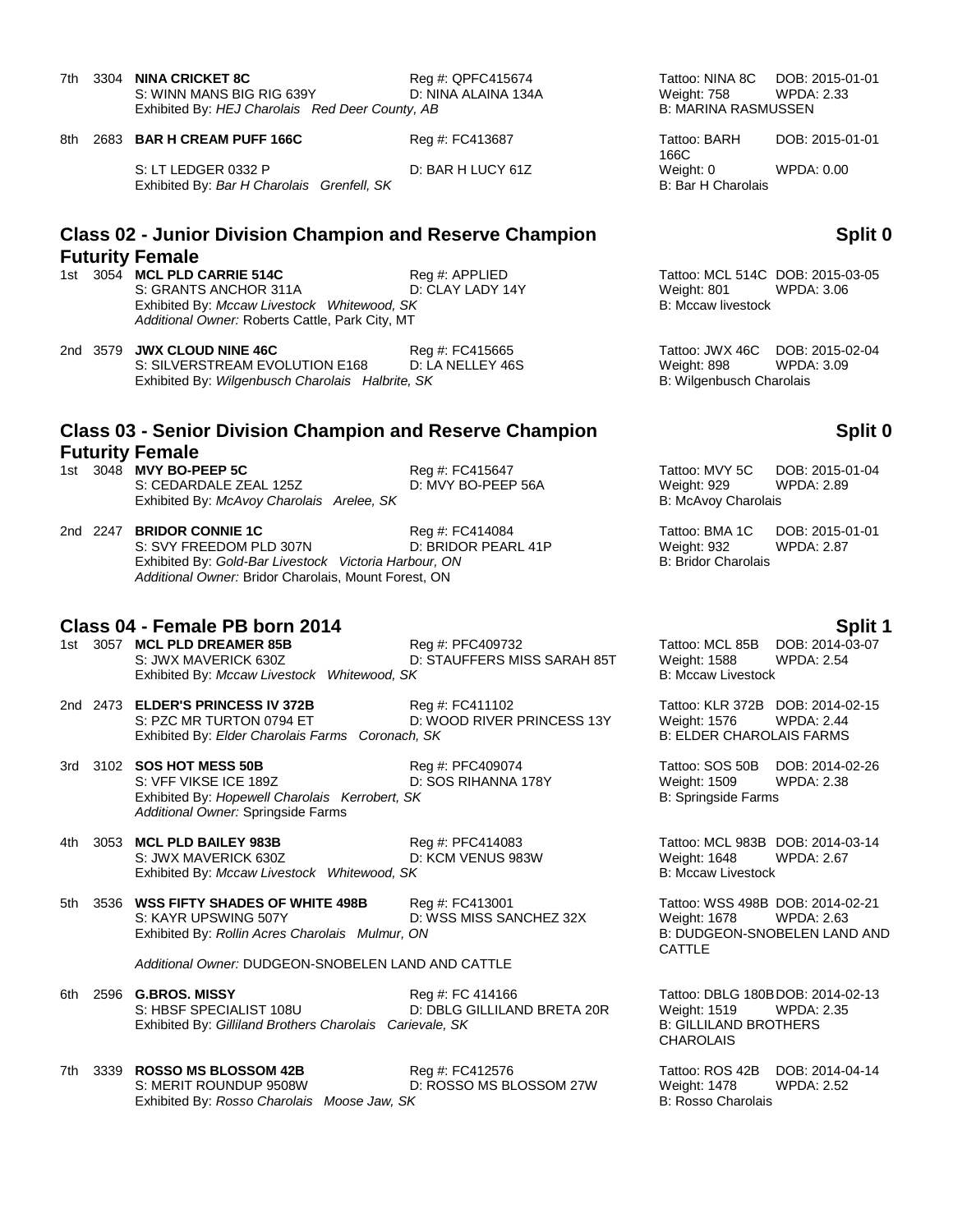7th 3304 **NINA CRICKET 8C** Reg #: QPFC415674 Tattoo: NINA 8C DOB: 2015-01-01
S: WINN MANS BIG RIG 639Y D: NINA ALAINA 134A Weight: 758 WPDA: 2.33
Exhibited By: *HEJ Charolais Red Deer County, AB* B: MARINA RASMUSSEN

8th 2683 **BAR H CREAM PUFF 166C** Reg #: FC413687 Tattoo: BARH 166C DOB: 2015-01-01
S: LT LEDGER 0332 P D: BAR H LUCY 61Z Weight: 0 WPDA: 0.00
Exhibited By: *Bar H Charolais Grenfell, SK* B: Bar H Charolais

## Class 02 - Junior Division Champion and Reserve Champion Futurity Female — Split 0

1st 3054 **MCL PLD CARRIE 514C** Reg #: APPLIED Tattoo: MCL 514C DOB: 2015-03-05
S: GRANTS ANCHOR 311A D: CLAY LADY 14Y Weight: 801 WPDA: 3.06
Exhibited By: *Mccaw Livestock Whitewood, SK* B: Mccaw livestock
*Additional Owner:* Roberts Cattle, Park City, MT

2nd 3579 **JWX CLOUD NINE 46C** Reg #: FC415665 Tattoo: JWX 46C DOB: 2015-02-04
S: SILVERSTREAM EVOLUTION E168 D: LA NELLEY 46S Weight: 898 WPDA: 3.09
Exhibited By: *Wilgenbusch Charolais Halbrite, SK* B: Wilgenbusch Charolais

## Class 03 - Senior Division Champion and Reserve Champion Futurity Female — Split 0

1st 3048 **MVY BO-PEEP 5C** Reg #: FC415647 Tattoo: MVY 5C DOB: 2015-01-04
S: CEDARDALE ZEAL 125Z D: MVY BO-PEEP 56A Weight: 929 WPDA: 2.89
Exhibited By: *McAvoy Charolais Arelee, SK* B: McAvoy Charolais

2nd 2247 **BRIDOR CONNIE 1C** Reg #: FC414084 Tattoo: BMA 1C DOB: 2015-01-01
S: SVY FREEDOM PLD 307N D: BRIDOR PEARL 41P Weight: 932 WPDA: 2.87
Exhibited By: *Gold-Bar Livestock Victoria Harbour, ON* B: Bridor Charolais
*Additional Owner:* Bridor Charolais, Mount Forest, ON

## Class 04 - Female PB born 2014 — Split 1

1st 3057 **MCL PLD DREAMER 85B** Reg #: PFC409732 Tattoo: MCL 85B DOB: 2014-03-07
S: JWX MAVERICK 630Z D: STAUFFERS MISS SARAH 85T Weight: 1588 WPDA: 2.54
Exhibited By: *Mccaw Livestock Whitewood, SK* B: Mccaw Livestock

2nd 2473 **ELDER'S PRINCESS IV 372B** Reg #: FC411102 Tattoo: KLR 372B DOB: 2014-02-15
S: PZC MR TURTON 0794 ET D: WOOD RIVER PRINCESS 13Y Weight: 1576 WPDA: 2.44
Exhibited By: *Elder Charolais Farms Coronach, SK* B: ELDER CHAROLAIS FARMS

3rd 3102 **SOS HOT MESS 50B** Reg #: PFC409074 Tattoo: SOS 50B DOB: 2014-02-26
S: VFF VIKSE ICE 189Z D: SOS RIHANNA 178Y Weight: 1509 WPDA: 2.38
Exhibited By: *Hopewell Charolais Kerrobert, SK* B: Springside Farms
*Additional Owner:* Springside Farms

4th 3053 **MCL PLD BAILEY 983B** Reg #: PFC414083 Tattoo: MCL 983B DOB: 2014-03-14
S: JWX MAVERICK 630Z D: KCM VENUS 983W Weight: 1648 WPDA: 2.67
Exhibited By: *Mccaw Livestock Whitewood, SK* B: Mccaw Livestock

5th 3536 **WSS FIFTY SHADES OF WHITE 498B** Reg #: FC413001 Tattoo: WSS 498B DOB: 2014-02-21
S: KAYR UPSWING 507Y D: WSS MISS SANCHEZ 32X Weight: 1678 WPDA: 2.63
Exhibited By: *Rollin Acres Charolais Mulmur, ON* B: DUDGEON-SNOBELEN LAND AND CATTLE
*Additional Owner:* DUDGEON-SNOBELEN LAND AND CATTLE

6th 2596 **G.BROS. MISSY** Reg #: FC 414166 Tattoo: DBLG 180B DOB: 2014-02-13
S: HBSF SPECIALIST 108U D: DBLG GILLILAND BRETA 20R Weight: 1519 WPDA: 2.35
Exhibited By: *Gilliland Brothers Charolais Carievale, SK* B: GILLILAND BROTHERS CHAROLAIS

7th 3339 **ROSSO MS BLOSSOM 42B** Reg #: FC412576 Tattoo: ROS 42B DOB: 2014-04-14
S: MERIT ROUNDUP 9508W D: ROSSO MS BLOSSOM 27W Weight: 1478 WPDA: 2.52
Exhibited By: *Rosso Charolais Moose Jaw, SK* B: Rosso Charolais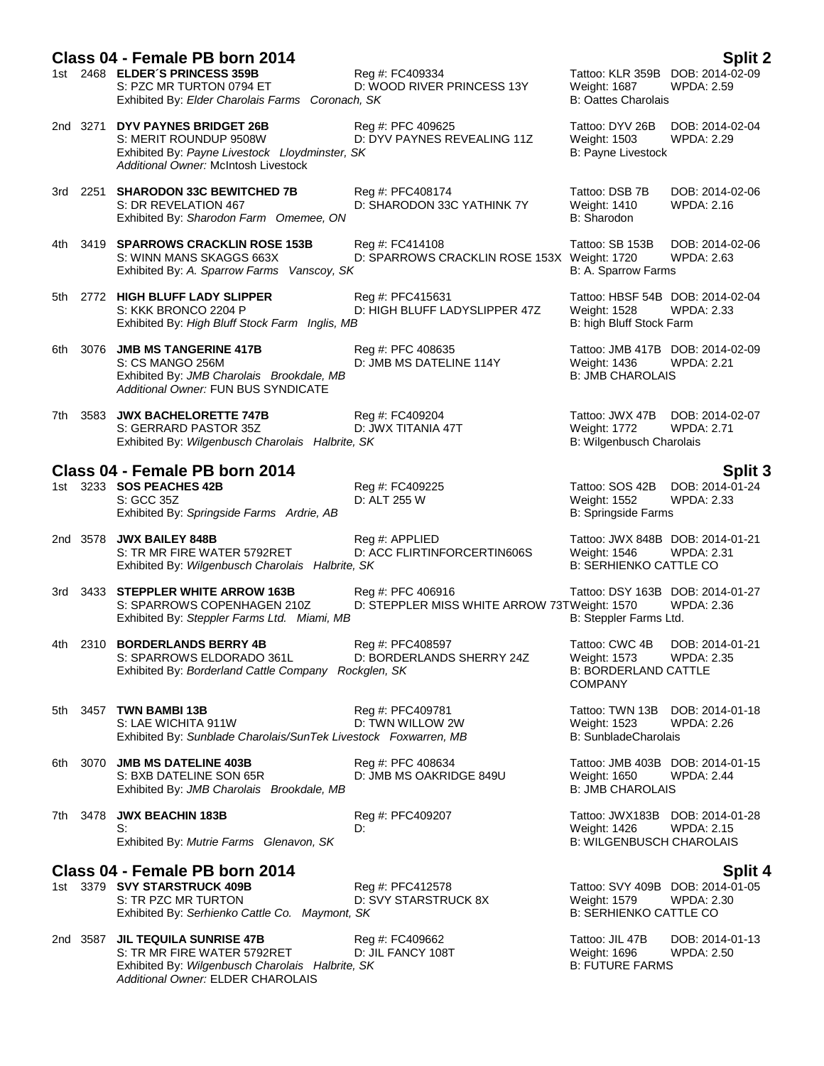## Class 04 - Female PB born 2014 — Split 2

1st 2468 **ELDER´S PRINCESS 359B** Reg #: FC409334 Tattoo: KLR 359B DOB: 2014-02-09
S: PZC MR TURTON 0794 ET D: WOOD RIVER PRINCESS 13Y Weight: 1687 WPDA: 2.59
Exhibited By: *Elder Charolais Farms Coronach, SK* B: Oattes Charolais

2nd 3271 **DYV PAYNES BRIDGET 26B** Reg #: PFC 409625 Tattoo: DYV 26B DOB: 2014-02-04
S: MERIT ROUNDUP 9508W D: DYV PAYNES REVEALING 11Z Weight: 1503 WPDA: 2.29
Exhibited By: *Payne Livestock Lloydminster, SK* B: Payne Livestock
*Additional Owner:* McIntosh Livestock

3rd 2251 **SHARODON 33C BEWITCHED 7B** Reg #: PFC408174 Tattoo: DSB 7B DOB: 2014-02-06
S: DR REVELATION 467 D: SHARODON 33C YATHINK 7Y Weight: 1410 WPDA: 2.16
Exhibited By: *Sharodon Farm Omemee, ON* B: Sharodon

4th 3419 **SPARROWS CRACKLIN ROSE 153B** Reg #: FC414108 Tattoo: SB 153B DOB: 2014-02-06
S: WINN MANS SKAGGS 663X D: SPARROWS CRACKLIN ROSE 153X Weight: 1720 WPDA: 2.63
Exhibited By: *A. Sparrow Farms Vanscoy, SK* B: A. Sparrow Farms

5th 2772 **HIGH BLUFF LADY SLIPPER** Reg #: PFC415631 Tattoo: HBSF 54B DOB: 2014-02-04
S: KKK BRONCO 2204 P D: HIGH BLUFF LADYSLIPPER 47Z Weight: 1528 WPDA: 2.33
Exhibited By: *High Bluff Stock Farm Inglis, MB* B: high Bluff Stock Farm

6th 3076 **JMB MS TANGERINE 417B** Reg #: PFC 408635 Tattoo: JMB 417B DOB: 2014-02-09
S: CS MANGO 256M D: JMB MS DATELINE 114Y Weight: 1436 WPDA: 2.21
Exhibited By: *JMB Charolais Brookdale, MB* B: JMB CHAROLAIS
*Additional Owner:* FUN BUS SYNDICATE

7th 3583 **JWX BACHELORETTE 747B** Reg #: FC409204 Tattoo: JWX 47B DOB: 2014-02-07
S: GERRARD PASTOR 35Z D: JWX TITANIA 47T Weight: 1772 WPDA: 2.71
Exhibited By: *Wilgenbusch Charolais Halbrite, SK* B: Wilgenbusch Charolais

## Class 04 - Female PB born 2014 — Split 3

1st 3233 **SOS PEACHES 42B** Reg #: FC409225 Tattoo: SOS 42B DOB: 2014-01-24
S: GCC 35Z D: ALT 255 W Weight: 1552 WPDA: 2.33
Exhibited By: *Springside Farms Ardrie, AB* B: Springside Farms

2nd 3578 **JWX BAILEY 848B** Reg #: APPLIED Tattoo: JWX 848B DOB: 2014-01-21
S: TR MR FIRE WATER 5792RET D: ACC FLIRTINFORCERTIN606S Weight: 1546 WPDA: 2.31
Exhibited By: *Wilgenbusch Charolais Halbrite, SK* B: SERHIENKO CATTLE CO

3rd 3433 **STEPPLER WHITE ARROW 163B** Reg #: PFC 406916 Tattoo: DSY 163B DOB: 2014-01-27
S: SPARROWS COPENHAGEN 210Z D: STEPPLER MISS WHITE ARROW 73T Weight: 1570 WPDA: 2.36
Exhibited By: *Steppler Farms Ltd. Miami, MB* B: Steppler Farms Ltd.

4th 2310 **BORDERLANDS BERRY 4B** Reg #: PFC408597 Tattoo: CWC 4B DOB: 2014-01-21
S: SPARROWS ELDORADO 361L D: BORDERLANDS SHERRY 24Z Weight: 1573 WPDA: 2.35
Exhibited By: *Borderland Cattle Company Rockglen, SK* B: BORDERLAND CATTLE COMPANY

5th 3457 **TWN BAMBI 13B** Reg #: PFC409781 Tattoo: TWN 13B DOB: 2014-01-18
S: LAE WICHITA 911W D: TWN WILLOW 2W Weight: 1523 WPDA: 2.26
Exhibited By: *Sunblade Charolais/SunTek Livestock Foxwarren, MB* B: SunbladeCharolais

6th 3070 **JMB MS DATELINE 403B** Reg #: PFC 408634 Tattoo: JMB 403B DOB: 2014-01-15
S: BXB DATELINE SON 65R D: JMB MS OAKRIDGE 849U Weight: 1650 WPDA: 2.44
Exhibited By: *JMB Charolais Brookdale, MB* B: JMB CHAROLAIS

7th 3478 **JWX BEACHIN 183B** Reg #: PFC409207 Tattoo: JWX183B DOB: 2014-01-28
S: D: Weight: 1426 WPDA: 2.15
Exhibited By: *Mutrie Farms Glenavon, SK* B: WILGENBUSCH CHAROLAIS

## Class 04 - Female PB born 2014 — Split 4

1st 3379 **SVY STARSTRUCK 409B** Reg #: PFC412578 Tattoo: SVY 409B DOB: 2014-01-05
S: TR PZC MR TURTON D: SVY STARSTRUCK 8X Weight: 1579 WPDA: 2.30
Exhibited By: *Serhienko Cattle Co. Maymont, SK* B: SERHIENKO CATTLE CO

2nd 3587 **JIL TEQUILA SUNRISE 47B** Reg #: FC409662 Tattoo: JIL 47B DOB: 2014-01-13
S: TR MR FIRE WATER 5792RET D: JIL FANCY 108T Weight: 1696 WPDA: 2.50
Exhibited By: *Wilgenbusch Charolais Halbrite, SK* B: FUTURE FARMS
*Additional Owner:* ELDER CHAROLAIS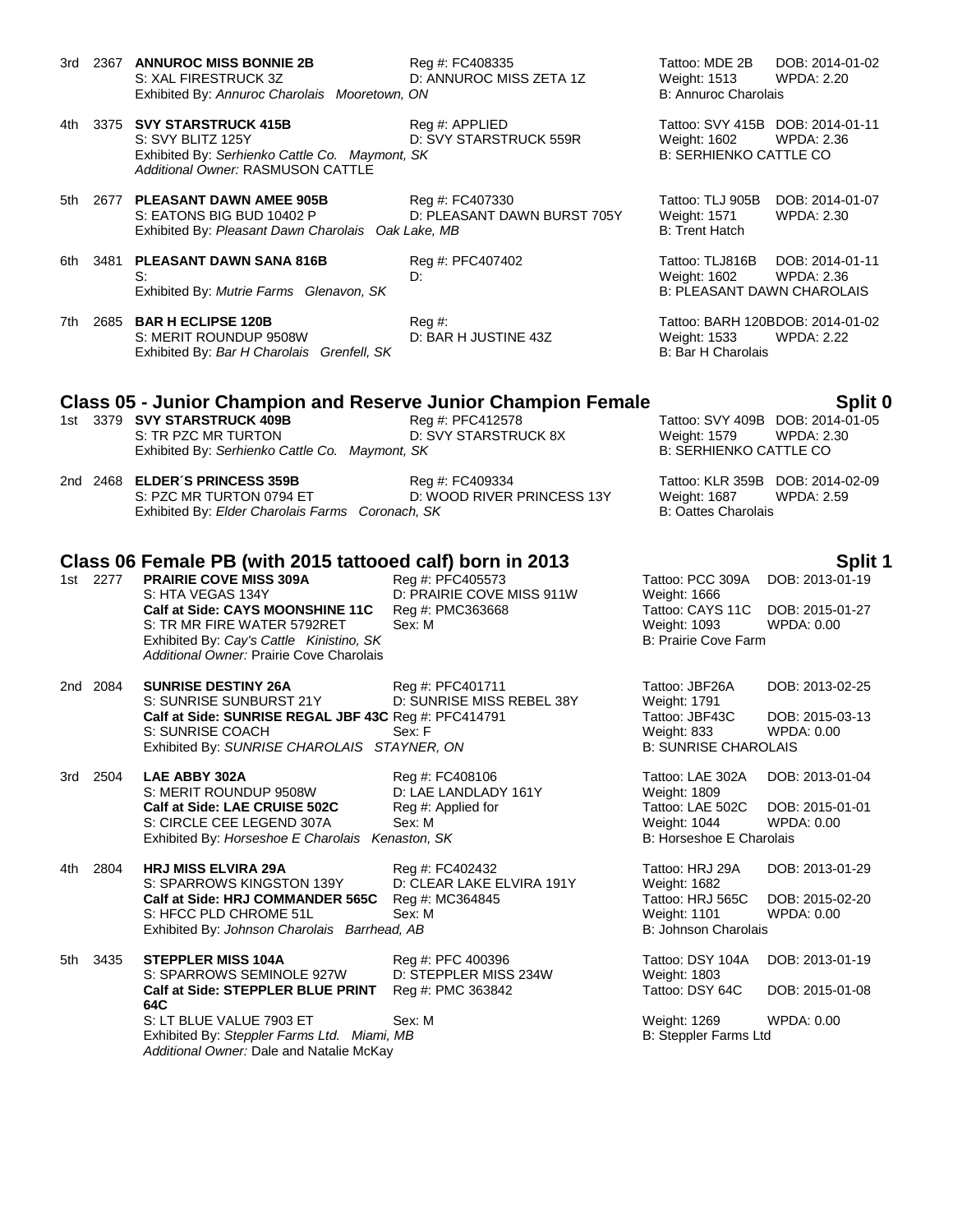3rd 2367 **ANNUROC MISS BONNIE 2B** Reg #: FC408335 Tattoo: MDE 2B DOB: 2014-01-02
S: XAL FIRESTRUCK 3Z D: ANNUROC MISS ZETA 1Z Weight: 1513 WPDA: 2.20
Exhibited By: *Annuroc Charolais Mooretown, ON* B: Annuroc Charolais

4th 3375 **SVY STARSTRUCK 415B** Reg #: APPLIED Tattoo: SVY 415B DOB: 2014-01-11
S: SVY BLITZ 125Y D: SVY STARSTRUCK 559R Weight: 1602 WPDA: 2.36
Exhibited By: *Serhienko Cattle Co. Maymont, SK* B: SERHIENKO CATTLE CO
*Additional Owner:* RASMUSON CATTLE

5th 2677 **PLEASANT DAWN AMEE 905B** Reg #: FC407330 Tattoo: TLJ 905B DOB: 2014-01-07
S: EATONS BIG BUD 10402 P D: PLEASANT DAWN BURST 705Y Weight: 1571 WPDA: 2.30
Exhibited By: *Pleasant Dawn Charolais Oak Lake, MB* B: Trent Hatch

6th 3481 **PLEASANT DAWN SANA 816B** Reg #: PFC407402 Tattoo: TLJ816B DOB: 2014-01-11
S: D: Weight: 1602 WPDA: 2.36
Exhibited By: *Mutrie Farms Glenavon, SK* B: PLEASANT DAWN CHAROLAIS

7th 2685 **BAR H ECLIPSE 120B** Reg #: Tattoo: BARH 120B DOB: 2014-01-02
S: MERIT ROUNDUP 9508W D: BAR H JUSTINE 43Z Weight: 1533 WPDA: 2.22
Exhibited By: *Bar H Charolais Grenfell, SK* B: Bar H Charolais

## Class 05 - Junior Champion and Reserve Junior Champion Female — Split 0

1st 3379 **SVY STARSTRUCK 409B** Reg #: PFC412578 Tattoo: SVY 409B DOB: 2014-01-05
S: TR PZC MR TURTON D: SVY STARSTRUCK 8X Weight: 1579 WPDA: 2.30
Exhibited By: *Serhienko Cattle Co. Maymont, SK* B: SERHIENKO CATTLE CO

2nd 2468 **ELDER´S PRINCESS 359B** Reg #: FC409334 Tattoo: KLR 359B DOB: 2014-02-09
S: PZC MR TURTON 0794 ET D: WOOD RIVER PRINCESS 13Y Weight: 1687 WPDA: 2.59
Exhibited By: *Elder Charolais Farms Coronach, SK* B: Oattes Charolais

## Class 06 Female PB (with 2015 tattooed calf) born in 2013 — Split 1

1st 2277 **PRAIRIE COVE MISS 309A** Reg #: PFC405573 Tattoo: PCC 309A DOB: 2013-01-19
S: HTA VEGAS 134Y D: PRAIRIE COVE MISS 911W Weight: 1666
**Calf at Side: CAYS MOONSHINE 11C** Reg #: PMC363668 Tattoo: CAYS 11C DOB: 2015-01-27
S: TR MR FIRE WATER 5792RET Sex: M Weight: 1093 WPDA: 0.00
Exhibited By: *Cay's Cattle Kinistino, SK* B: Prairie Cove Farm
*Additional Owner:* Prairie Cove Charolais

2nd 2084 **SUNRISE DESTINY 26A** Reg #: PFC401711 Tattoo: JBF26A DOB: 2013-02-25
S: SUNRISE SUNBURST 21Y D: SUNRISE MISS REBEL 38Y Weight: 1791
**Calf at Side: SUNRISE REGAL JBF 43C** Reg #: PFC414791 Tattoo: JBF43C DOB: 2015-03-13
S: SUNRISE COACH Sex: F Weight: 833 WPDA: 0.00
Exhibited By: *SUNRISE CHAROLAIS STAYNER, ON* B: SUNRISE CHAROLAIS

3rd 2504 **LAE ABBY 302A** Reg #: FC408106 Tattoo: LAE 302A DOB: 2013-01-04
S: MERIT ROUNDUP 9508W D: LAE LANDLADY 161Y Weight: 1809
**Calf at Side: LAE CRUISE 502C** Reg #: Applied for Tattoo: LAE 502C DOB: 2015-01-01
S: CIRCLE CEE LEGEND 307A Sex: M Weight: 1044 WPDA: 0.00
Exhibited By: *Horseshoe E Charolais Kenaston, SK* B: Horseshoe E Charolais

4th 2804 **HRJ MISS ELVIRA 29A** Reg #: FC402432 Tattoo: HRJ 29A DOB: 2013-01-29
S: SPARROWS KINGSTON 139Y D: CLEAR LAKE ELVIRA 191Y Weight: 1682
**Calf at Side: HRJ COMMANDER 565C** Reg #: MC364845 Tattoo: HRJ 565C DOB: 2015-02-20
S: HFCC PLD CHROME 51L Sex: M Weight: 1101 WPDA: 0.00
Exhibited By: *Johnson Charolais Barrhead, AB* B: Johnson Charolais

5th 3435 **STEPPLER MISS 104A** Reg #: PFC 400396 Tattoo: DSY 104A DOB: 2013-01-19
S: SPARROWS SEMINOLE 927W D: STEPPLER MISS 234W Weight: 1803
**Calf at Side: STEPPLER BLUE PRINT 64C** Reg #: PMC 363842 Tattoo: DSY 64C DOB: 2015-01-08
S: LT BLUE VALUE 7903 ET Sex: M Weight: 1269 WPDA: 0.00
Exhibited By: *Steppler Farms Ltd. Miami, MB* B: Steppler Farms Ltd
*Additional Owner:* Dale and Natalie McKay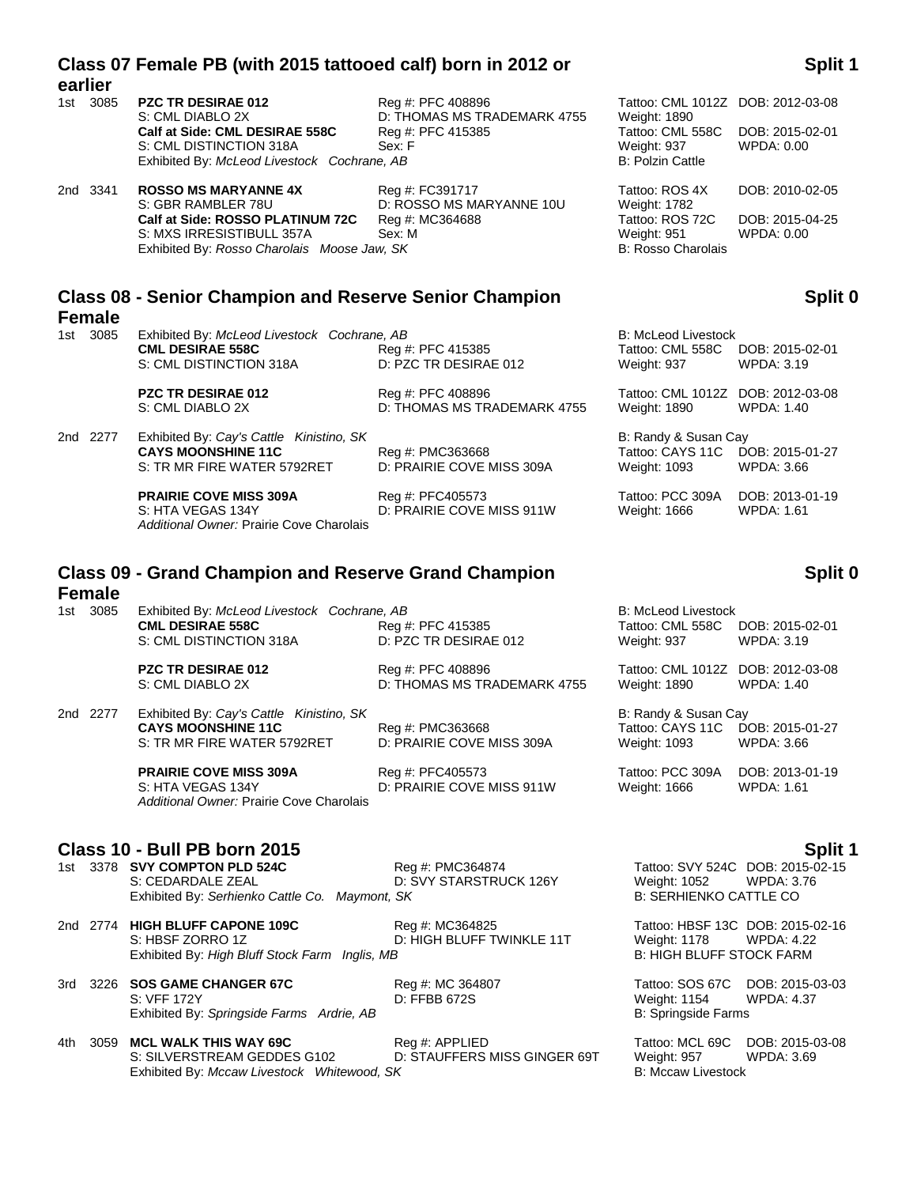## Class 07 Female PB (with 2015 tattooed calf) born in 2012 or earlier

**Split 1**

1st 3085 **PZC TR DESIRAE 012** Reg #: PFC 408896 Tattoo: CML 1012Z DOB: 2012-03-08
S: CML DIABLO 2X D: THOMAS MS TRADEMARK 4755 Weight: 1890
**Calf at Side: CML DESIRAE 558C** Reg #: PFC 415385 Tattoo: CML 558C DOB: 2015-02-01
S: CML DISTINCTION 318A Sex: F Weight: 937 WPDA: 0.00
Exhibited By: *McLeod Livestock Cochrane, AB* B: Polzin Cattle

2nd 3341 **ROSSO MS MARYANNE 4X** Reg #: FC391717 Tattoo: ROS 4X DOB: 2010-02-05
S: GBR RAMBLER 78U D: ROSSO MS MARYANNE 10U Weight: 1782
**Calf at Side: ROSSO PLATINUM 72C** Reg #: MC364688 Tattoo: ROS 72C DOB: 2015-04-25
S: MXS IRRESISTIBULL 357A Sex: M Weight: 951 WPDA: 0.00
Exhibited By: *Rosso Charolais Moose Jaw, SK* B: Rosso Charolais

## Class 08 - Senior Champion and Reserve Senior Champion Female

**Split 0**

1st 3085 Exhibited By: *McLeod Livestock Cochrane, AB* B: McLeod Livestock
**CML DESIRAE 558C** Reg #: PFC 415385 Tattoo: CML 558C DOB: 2015-02-01
S: CML DISTINCTION 318A D: PZC TR DESIRAE 012 Weight: 937 WPDA: 3.19

**PZC TR DESIRAE 012** Reg #: PFC 408896 Tattoo: CML 1012Z DOB: 2012-03-08
S: CML DIABLO 2X D: THOMAS MS TRADEMARK 4755 Weight: 1890 WPDA: 1.40

2nd 2277 Exhibited By: *Cay's Cattle Kinistino, SK* B: Randy & Susan Cay
**CAYS MOONSHINE 11C** Reg #: PMC363668 Tattoo: CAYS 11C DOB: 2015-01-27
S: TR MR FIRE WATER 5792RET D: PRAIRIE COVE MISS 309A Weight: 1093 WPDA: 3.66

**PRAIRIE COVE MISS 309A** Reg #: PFC405573 Tattoo: PCC 309A DOB: 2013-01-19
S: HTA VEGAS 134Y D: PRAIRIE COVE MISS 911W Weight: 1666 WPDA: 1.61
*Additional Owner:* Prairie Cove Charolais

## Class 09 - Grand Champion and Reserve Grand Champion Female

**Split 0**

1st 3085 Exhibited By: *McLeod Livestock Cochrane, AB* B: McLeod Livestock
**CML DESIRAE 558C** Reg #: PFC 415385 Tattoo: CML 558C DOB: 2015-02-01
S: CML DISTINCTION 318A D: PZC TR DESIRAE 012 Weight: 937 WPDA: 3.19

**PZC TR DESIRAE 012** Reg #: PFC 408896 Tattoo: CML 1012Z DOB: 2012-03-08
S: CML DIABLO 2X D: THOMAS MS TRADEMARK 4755 Weight: 1890 WPDA: 1.40

2nd 2277 Exhibited By: *Cay's Cattle Kinistino, SK* B: Randy & Susan Cay
**CAYS MOONSHINE 11C** Reg #: PMC363668 Tattoo: CAYS 11C DOB: 2015-01-27
S: TR MR FIRE WATER 5792RET D: PRAIRIE COVE MISS 309A Weight: 1093 WPDA: 3.66

**PRAIRIE COVE MISS 309A** Reg #: PFC405573 Tattoo: PCC 309A DOB: 2013-01-19
S: HTA VEGAS 134Y D: PRAIRIE COVE MISS 911W Weight: 1666 WPDA: 1.61
*Additional Owner:* Prairie Cove Charolais

## Class 10 - Bull PB born 2015

**Split 1**

1st 3378 **SVY COMPTON PLD 524C** Reg #: PMC364874 Tattoo: SVY 524C DOB: 2015-02-15
S: CEDARDALE ZEAL D: SVY STARSTRUCK 126Y Weight: 1052 WPDA: 3.76
Exhibited By: *Serhienko Cattle Co. Maymont, SK* B: SERHIENKO CATTLE CO

2nd 2774 **HIGH BLUFF CAPONE 109C** Reg #: MC364825 Tattoo: HBSF 13C DOB: 2015-02-16
S: HBSF ZORRO 1Z D: HIGH BLUFF TWINKLE 11T Weight: 1178 WPDA: 4.22
Exhibited By: *High Bluff Stock Farm Inglis, MB* B: HIGH BLUFF STOCK FARM

3rd 3226 **SOS GAME CHANGER 67C** Reg #: MC 364807 Tattoo: SOS 67C DOB: 2015-03-03
S: VFF 172Y D: FFBB 672S Weight: 1154 WPDA: 4.37
Exhibited By: *Springside Farms Ardrie, AB* B: Springside Farms

4th 3059 **MCL WALK THIS WAY 69C** Reg #: APPLIED Tattoo: MCL 69C DOB: 2015-03-08
S: SILVERSTREAM GEDDES G102 D: STAUFFERS MISS GINGER 69T Weight: 957 WPDA: 3.69
Exhibited By: *Mccaw Livestock Whitewood, SK* B: Mccaw Livestock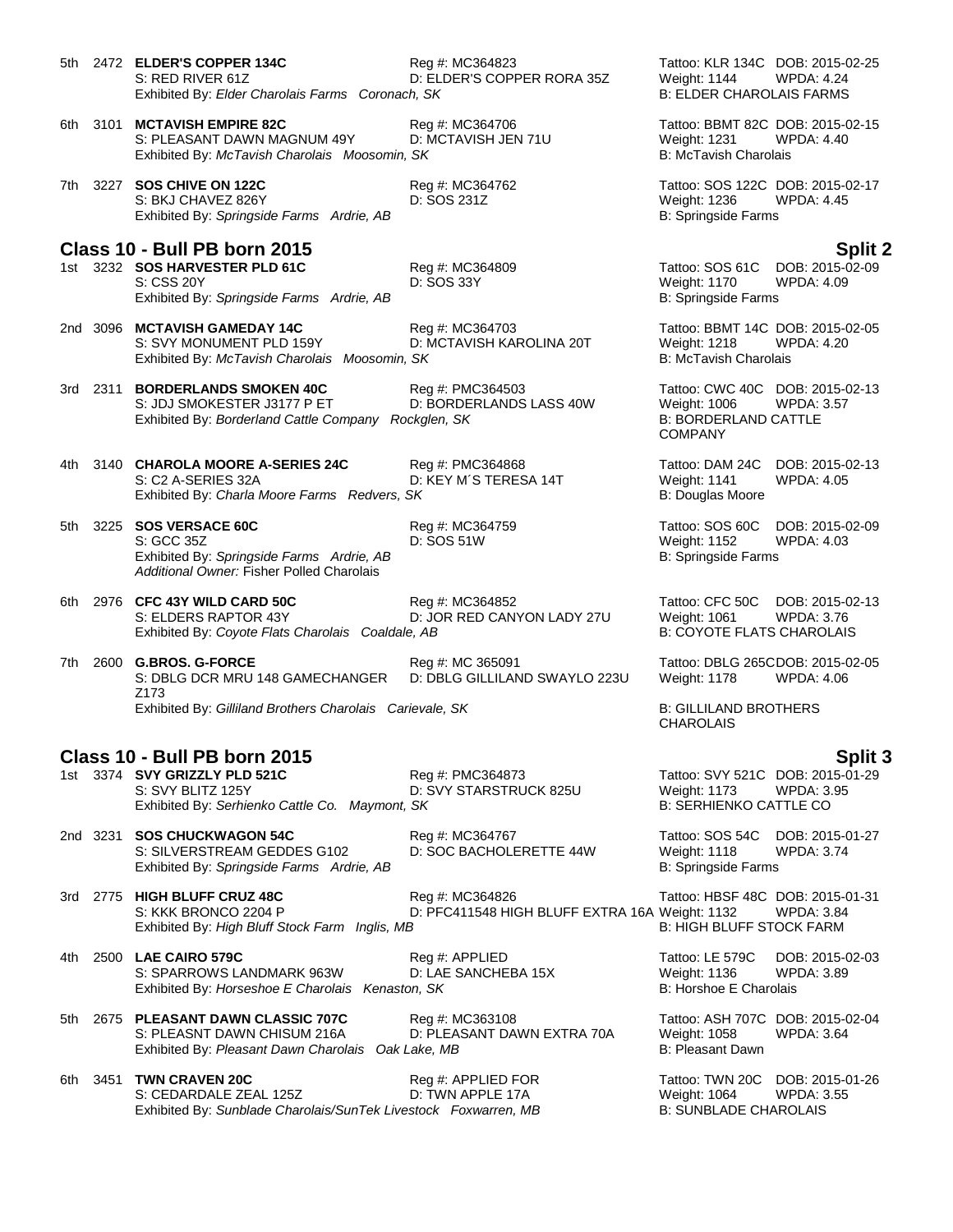5th 2472 **ELDER'S COPPER 134C** Reg #: MC364823 Tattoo: KLR 134C DOB: 2015-02-25
S: RED RIVER 61Z D: ELDER'S COPPER RORA 35Z Weight: 1144 WPDA: 4.24
Exhibited By: *Elder Charolais Farms Coronach, SK* B: ELDER CHAROLAIS FARMS

6th 3101 **MCTAVISH EMPIRE 82C** Reg #: MC364706 Tattoo: BBMT 82C DOB: 2015-02-15
S: PLEASANT DAWN MAGNUM 49Y D: MCTAVISH JEN 71U Weight: 1231 WPDA: 4.40
Exhibited By: *McTavish Charolais Moosomin, SK* B: McTavish Charolais

7th 3227 **SOS CHIVE ON 122C** Reg #: MC364762 Tattoo: SOS 122C DOB: 2015-02-17
S: BKJ CHAVEZ 826Y D: SOS 231Z Weight: 1236 WPDA: 4.45
Exhibited By: *Springside Farms Ardrie, AB* B: Springside Farms

## Class 10 - Bull PB born 2015 — Split 2

1st 3232 **SOS HARVESTER PLD 61C** Reg #: MC364809 Tattoo: SOS 61C DOB: 2015-02-09
S: CSS 20Y D: SOS 33Y Weight: 1170 WPDA: 4.09
Exhibited By: *Springside Farms Ardrie, AB* B: Springside Farms

2nd 3096 **MCTAVISH GAMEDAY 14C** Reg #: MC364703 Tattoo: BBMT 14C DOB: 2015-02-05
S: SVY MONUMENT PLD 159Y D: MCTAVISH KAROLINA 20T Weight: 1218 WPDA: 4.20
Exhibited By: *McTavish Charolais Moosomin, SK* B: McTavish Charolais

3rd 2311 **BORDERLANDS SMOKEN 40C** Reg #: PMC364503 Tattoo: CWC 40C DOB: 2015-02-13
S: JDJ SMOKESTER J3177 P ET D: BORDERLANDS LASS 40W Weight: 1006 WPDA: 3.57
Exhibited By: *Borderland Cattle Company Rockglen, SK* B: BORDERLAND CATTLE COMPANY

4th 3140 **CHAROLA MOORE A-SERIES 24C** Reg #: PMC364868 Tattoo: DAM 24C DOB: 2015-02-13
S: C2 A-SERIES 32A D: KEY M´S TERESA 14T Weight: 1141 WPDA: 4.05
Exhibited By: *Charla Moore Farms Redvers, SK* B: Douglas Moore

5th 3225 **SOS VERSACE 60C** Reg #: MC364759 Tattoo: SOS 60C DOB: 2015-02-09
S: GCC 35Z D: SOS 51W Weight: 1152 WPDA: 4.03
Exhibited By: *Springside Farms Ardrie, AB* B: Springside Farms
*Additional Owner:* Fisher Polled Charolais

6th 2976 **CFC 43Y WILD CARD 50C** Reg #: MC364852 Tattoo: CFC 50C DOB: 2015-02-13
S: ELDERS RAPTOR 43Y D: JOR RED CANYON LADY 27U Weight: 1061 WPDA: 3.76
Exhibited By: *Coyote Flats Charolais Coaldale, AB* B: COYOTE FLATS CHAROLAIS

7th 2600 **G.BROS. G-FORCE** Reg #: MC 365091 Tattoo: DBLG 265C DOB: 2015-02-05
S: DBLG DCR MRU 148 GAMECHANGER Z173 D: DBLG GILLILAND SWAYLO 223U Weight: 1178 WPDA: 4.06
Exhibited By: *Gilliland Brothers Charolais Carievale, SK* B: GILLILAND BROTHERS CHAROLAIS

## Class 10 - Bull PB born 2015 — Split 3

1st 3374 **SVY GRIZZLY PLD 521C** Reg #: PMC364873 Tattoo: SVY 521C DOB: 2015-01-29
S: SVY BLITZ 125Y D: SVY STARSTRUCK 825U Weight: 1173 WPDA: 3.95
Exhibited By: *Serhienko Cattle Co. Maymont, SK* B: SERHIENKO CATTLE CO

2nd 3231 **SOS CHUCKWAGON 54C** Reg #: MC364767 Tattoo: SOS 54C DOB: 2015-01-27
S: SILVERSTREAM GEDDES G102 D: SOC BACHOLERETTE 44W Weight: 1118 WPDA: 3.74
Exhibited By: *Springside Farms Ardrie, AB* B: Springside Farms

3rd 2775 **HIGH BLUFF CRUZ 48C** Reg #: MC364826 Tattoo: HBSF 48C DOB: 2015-01-31
S: KKK BRONCO 2204 P D: PFC411548 HIGH BLUFF EXTRA 16A Weight: 1132 WPDA: 3.84
Exhibited By: *High Bluff Stock Farm Inglis, MB* B: HIGH BLUFF STOCK FARM

4th 2500 **LAE CAIRO 579C** Reg #: APPLIED Tattoo: LE 579C DOB: 2015-02-03
S: SPARROWS LANDMARK 963W D: LAE SANCHEBA 15X Weight: 1136 WPDA: 3.89
Exhibited By: *Horseshoe E Charolais Kenaston, SK* B: Horshoe E Charolais

5th 2675 **PLEASANT DAWN CLASSIC 707C** Reg #: MC363108 Tattoo: ASH 707C DOB: 2015-02-04
S: PLEASNT DAWN CHISUM 216A D: PLEASANT DAWN EXTRA 70A Weight: 1058 WPDA: 3.64
Exhibited By: *Pleasant Dawn Charolais Oak Lake, MB* B: Pleasant Dawn

6th 3451 **TWN CRAVEN 20C** Reg #: APPLIED FOR Tattoo: TWN 20C DOB: 2015-01-26
S: CEDARDALE ZEAL 125Z D: TWN APPLE 17A Weight: 1064 WPDA: 3.55
Exhibited By: *Sunblade Charolais/SunTek Livestock Foxwarren, MB* B: SUNBLADE CHAROLAIS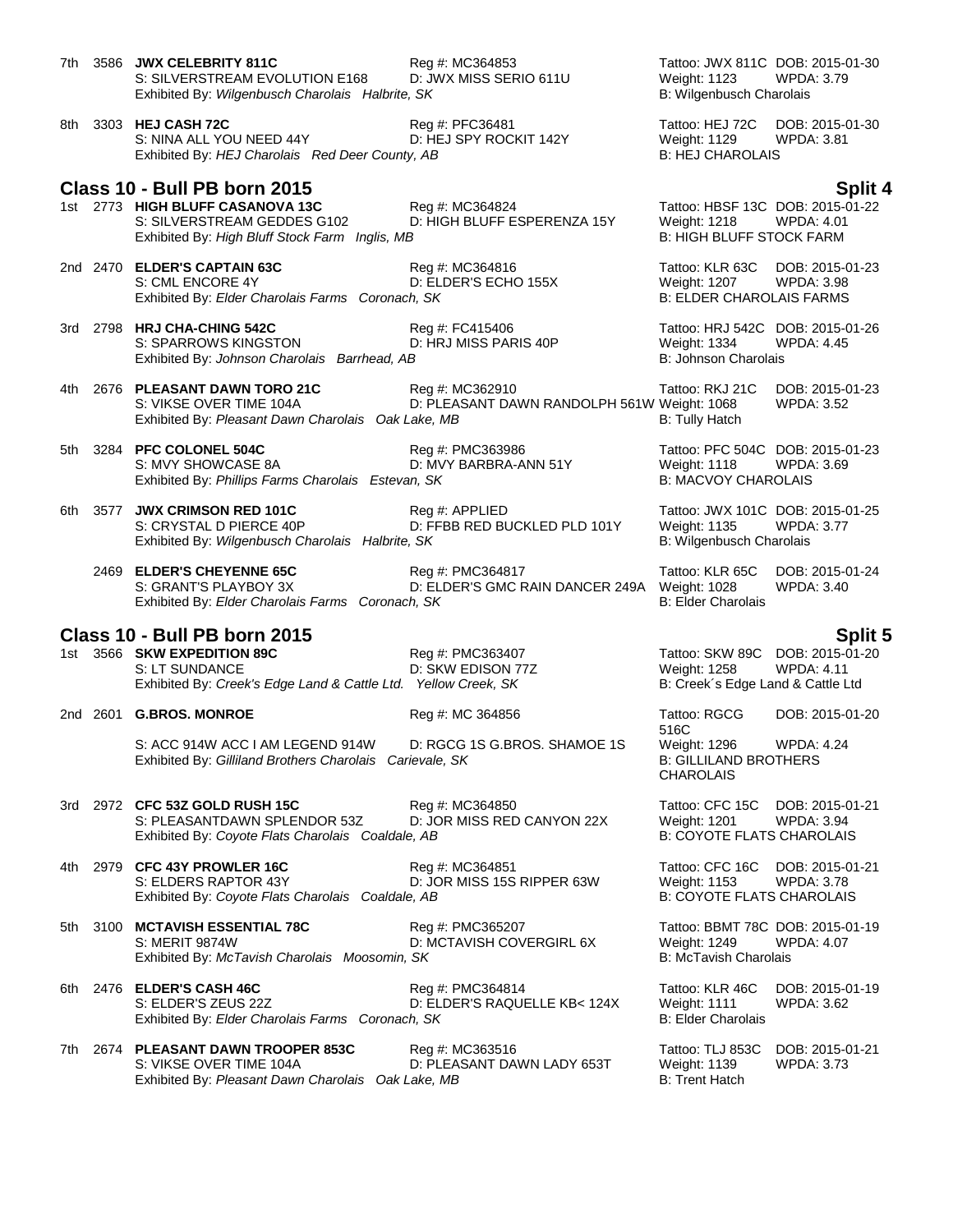7th 3586 **JWX CELEBRITY 811C** Reg #: MC364853 Tattoo: JWX 811C DOB: 2015-01-30
S: SILVERSTREAM EVOLUTION E168 D: JWX MISS SERIO 611U Weight: 1123 WPDA: 3.79
Exhibited By: *Wilgenbusch Charolais Halbrite, SK* B: Wilgenbusch Charolais

8th 3303 **HEJ CASH 72C** Reg #: PFC36481 Tattoo: HEJ 72C DOB: 2015-01-30
S: NINA ALL YOU NEED 44Y D: HEJ SPY ROCKIT 142Y Weight: 1129 WPDA: 3.81
Exhibited By: *HEJ Charolais Red Deer County, AB* B: HEJ CHAROLAIS

## Class 10 - Bull PB born 2015 — Split 4

1st 2773 **HIGH BLUFF CASANOVA 13C** Reg #: MC364824 Tattoo: HBSF 13C DOB: 2015-01-22
S: SILVERSTREAM GEDDES G102 D: HIGH BLUFF ESPERENZA 15Y Weight: 1218 WPDA: 4.01
Exhibited By: *High Bluff Stock Farm Inglis, MB* B: HIGH BLUFF STOCK FARM

2nd 2470 **ELDER'S CAPTAIN 63C** Reg #: MC364816 Tattoo: KLR 63C DOB: 2015-01-23
S: CML ENCORE 4Y D: ELDER'S ECHO 155X Weight: 1207 WPDA: 3.98
Exhibited By: *Elder Charolais Farms Coronach, SK* B: ELDER CHAROLAIS FARMS

3rd 2798 **HRJ CHA-CHING 542C** Reg #: FC415406 Tattoo: HRJ 542C DOB: 2015-01-26
S: SPARROWS KINGSTON D: HRJ MISS PARIS 40P Weight: 1334 WPDA: 4.45
Exhibited By: *Johnson Charolais Barrhead, AB* B: Johnson Charolais

4th 2676 **PLEASANT DAWN TORO 21C** Reg #: MC362910 Tattoo: RKJ 21C DOB: 2015-01-23
S: VIKSE OVER TIME 104A D: PLEASANT DAWN RANDOLPH 561W Weight: 1068 WPDA: 3.52
Exhibited By: *Pleasant Dawn Charolais Oak Lake, MB* B: Tully Hatch

5th 3284 **PFC COLONEL 504C** Reg #: PMC363986 Tattoo: PFC 504C DOB: 2015-01-23
S: MVY SHOWCASE 8A D: MVY BARBRA-ANN 51Y Weight: 1118 WPDA: 3.69
Exhibited By: *Phillips Farms Charolais Estevan, SK* B: MACVOY CHAROLAIS

6th 3577 **JWX CRIMSON RED 101C** Reg #: APPLIED Tattoo: JWX 101C DOB: 2015-01-25
S: CRYSTAL D PIERCE 40P D: FFBB RED BUCKLED PLD 101Y Weight: 1135 WPDA: 3.77
Exhibited By: *Wilgenbusch Charolais Halbrite, SK* B: Wilgenbusch Charolais

2469 **ELDER'S CHEYENNE 65C** Reg #: PMC364817 Tattoo: KLR 65C DOB: 2015-01-24
S: GRANT'S PLAYBOY 3X D: ELDER'S GMC RAIN DANCER 249A Weight: 1028 WPDA: 3.40
Exhibited By: *Elder Charolais Farms Coronach, SK* B: Elder Charolais

## Class 10 - Bull PB born 2015 — Split 5

1st 3566 **SKW EXPEDITION 89C** Reg #: PMC363407 Tattoo: SKW 89C DOB: 2015-01-20
S: LT SUNDANCE D: SKW EDISON 77Z Weight: 1258 WPDA: 4.11
Exhibited By: *Creek's Edge Land & Cattle Ltd. Yellow Creek, SK* B: Creek´s Edge Land & Cattle Ltd

2nd 2601 **G.BROS. MONROE** Reg #: MC 364856 Tattoo: RGCG 516C DOB: 2015-01-20
S: ACC 914W ACC I AM LEGEND 914W D: RGCG 1S G.BROS. SHAMOE 1S Weight: 1296 WPDA: 4.24
Exhibited By: *Gilliland Brothers Charolais Carievale, SK* B: GILLILAND BROTHERS CHAROLAIS

3rd 2972 **CFC 53Z GOLD RUSH 15C** Reg #: MC364850 Tattoo: CFC 15C DOB: 2015-01-21
S: PLEASANTDAWN SPLENDOR 53Z D: JOR MISS RED CANYON 22X Weight: 1201 WPDA: 3.94
Exhibited By: *Coyote Flats Charolais Coaldale, AB* B: COYOTE FLATS CHAROLAIS

4th 2979 **CFC 43Y PROWLER 16C** Reg #: MC364851 Tattoo: CFC 16C DOB: 2015-01-21
S: ELDERS RAPTOR 43Y D: JOR MISS 15S RIPPER 63W Weight: 1153 WPDA: 3.78
Exhibited By: *Coyote Flats Charolais Coaldale, AB* B: COYOTE FLATS CHAROLAIS

5th 3100 **MCTAVISH ESSENTIAL 78C** Reg #: PMC365207 Tattoo: BBMT 78C DOB: 2015-01-19
S: MERIT 9874W D: MCTAVISH COVERGIRL 6X Weight: 1249 WPDA: 4.07
Exhibited By: *McTavish Charolais Moosomin, SK* B: McTavish Charolais

6th 2476 **ELDER'S CASH 46C** Reg #: PMC364814 Tattoo: KLR 46C DOB: 2015-01-19
S: ELDER'S ZEUS 22Z D: ELDER'S RAQUELLE KB< 124X Weight: 1111 WPDA: 3.62
Exhibited By: *Elder Charolais Farms Coronach, SK* B: Elder Charolais

7th 2674 **PLEASANT DAWN TROOPER 853C** Reg #: MC363516 Tattoo: TLJ 853C DOB: 2015-01-21
S: VIKSE OVER TIME 104A D: PLEASANT DAWN LADY 653T Weight: 1139 WPDA: 3.73
Exhibited By: *Pleasant Dawn Charolais Oak Lake, MB* B: Trent Hatch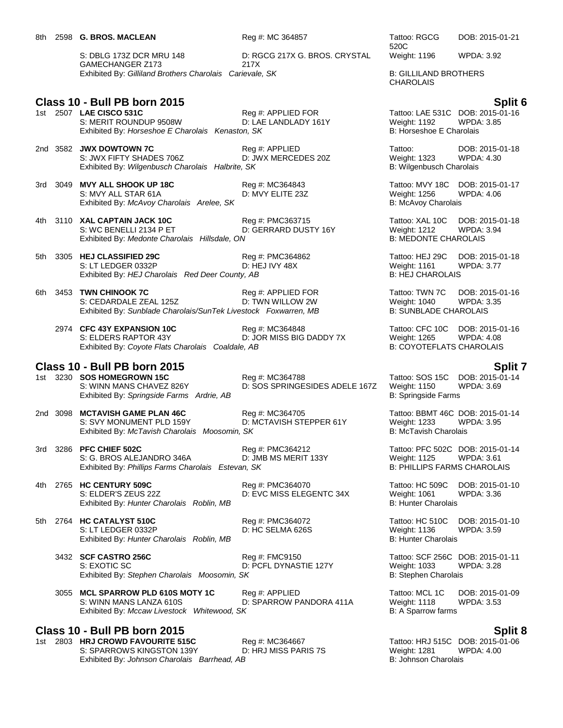8th 2598 **G. BROS. MACLEAN** Reg #: MC 364857 Tattoo: RGCG 520C DOB: 2015-01-21
S: DBLG 173Z DCR MRU 148 GAMECHANGER Z173 D: RGCG 217X G. BROS. CRYSTAL 217X Weight: 1196 WPDA: 3.92
Exhibited By: *Gilliland Brothers Charolais Carievale, SK* B: GILLILAND BROTHERS CHAROLAIS

## Class 10 - Bull PB born 2015 — Split 6

1st 2507 **LAE CISCO 531C** Reg #: APPLIED FOR Tattoo: LAE 531C DOB: 2015-01-16
S: MERIT ROUNDUP 9508W D: LAE LANDLADY 161Y Weight: 1192 WPDA: 3.85
Exhibited By: *Horseshoe E Charolais Kenaston, SK* B: Horseshoe E Charolais

2nd 3582 **JWX DOWTOWN 7C** Reg #: APPLIED Tattoo: DOB: 2015-01-18
S: JWX FIFTY SHADES 706Z D: JWX MERCEDES 20Z Weight: 1323 WPDA: 4.30
Exhibited By: *Wilgenbusch Charolais Halbrite, SK* B: Wilgenbusch Charolais

3rd 3049 **MVY ALL SHOOK UP 18C** Reg #: MC364843 Tattoo: MVY 18C DOB: 2015-01-17
S: MVY ALL STAR 61A D: MVY ELITE 23Z Weight: 1256 WPDA: 4.06
Exhibited By: *McAvoy Charolais Arelee, SK* B: McAvoy Charolais

4th 3110 **XAL CAPTAIN JACK 10C** Reg #: PMC363715 Tattoo: XAL 10C DOB: 2015-01-18
S: WC BENELLI 2134 P ET D: GERRARD DUSTY 16Y Weight: 1212 WPDA: 3.94
Exhibited By: *Medonte Charolais Hillsdale, ON* B: MEDONTE CHAROLAIS

5th 3305 **HEJ CLASSIFIED 29C** Reg #: PMC364862 Tattoo: HEJ 29C DOB: 2015-01-18
S: LT LEDGER 0332P D: HEJ IVY 48X Weight: 1161 WPDA: 3.77
Exhibited By: *HEJ Charolais Red Deer County, AB* B: HEJ CHAROLAIS

6th 3453 **TWN CHINOOK 7C** Reg #: APPLIED FOR Tattoo: TWN 7C DOB: 2015-01-16
S: CEDARDALE ZEAL 125Z D: TWN WILLOW 2W Weight: 1040 WPDA: 3.35
Exhibited By: *Sunblade Charolais/SunTek Livestock Foxwarren, MB* B: SUNBLADE CHAROLAIS

2974 **CFC 43Y EXPANSION 10C** Reg #: MC364848 Tattoo: CFC 10C DOB: 2015-01-16
S: ELDERS RAPTOR 43Y D: JOR MISS BIG DADDY 7X Weight: 1265 WPDA: 4.08
Exhibited By: *Coyote Flats Charolais Coaldale, AB* B: COYOTEFLATS CHAROLAIS

## Class 10 - Bull PB born 2015 — Split 7

1st 3230 **SOS HOMEGROWN 15C** Reg #: MC364788 Tattoo: SOS 15C DOB: 2015-01-14
S: WINN MANS CHAVEZ 826Y D: SOS SPRINGESIDES ADELE 167Z Weight: 1150 WPDA: 3.69
Exhibited By: *Springside Farms Ardrie, AB* B: Springside Farms

2nd 3098 **MCTAVISH GAME PLAN 46C** Reg #: MC364705 Tattoo: BBMT 46C DOB: 2015-01-14
S: SVY MONUMENT PLD 159Y D: MCTAVISH STEPPER 61Y Weight: 1233 WPDA: 3.95
Exhibited By: *McTavish Charolais Moosomin, SK* B: McTavish Charolais

3rd 3286 **PFC CHIEF 502C** Reg #: PMC364212 Tattoo: PFC 502C DOB: 2015-01-14
S: G. BROS ALEJANDRO 346A D: JMB MS MERIT 133Y Weight: 1125 WPDA: 3.61
Exhibited By: *Phillips Farms Charolais Estevan, SK* B: PHILLIPS FARMS CHAROLAIS

4th 2765 **HC CENTURY 509C** Reg #: PMC364070 Tattoo: HC 509C DOB: 2015-01-10
S: ELDER'S ZEUS 22Z D: EVC MISS ELEGENTC 34X Weight: 1061 WPDA: 3.36
Exhibited By: *Hunter Charolais Roblin, MB* B: Hunter Charolais

5th 2764 **HC CATALYST 510C** Reg #: PMC364072 Tattoo: HC 510C DOB: 2015-01-10
S: LT LEDGER 0332P D: HC SELMA 626S Weight: 1136 WPDA: 3.59
Exhibited By: *Hunter Charolais Roblin, MB* B: Hunter Charolais

3432 **SCF CASTRO 256C** Reg #: FMC9150 Tattoo: SCF 256C DOB: 2015-01-11
S: EXOTIC SC D: PCFL DYNASTIE 127Y Weight: 1033 WPDA: 3.28
Exhibited By: *Stephen Charolais Moosomin, SK* B: Stephen Charolais

3055 **MCL SPARROW PLD 610S MOTY 1C** Reg #: APPLIED Tattoo: MCL 1C DOB: 2015-01-09
S: WINN MANS LANZA 610S D: SPARROW PANDORA 411A Weight: 1118 WPDA: 3.53
Exhibited By: *Mccaw Livestock Whitewood, SK* B: A Sparrow farms

## Class 10 - Bull PB born 2015 — Split 8

1st 2803 **HRJ CROWD FAVOURITE 515C** Reg #: MC364667 Tattoo: HRJ 515C DOB: 2015-01-06
S: SPARROWS KINGSTON 139Y D: HRJ MISS PARIS 7S Weight: 1281 WPDA: 4.00
Exhibited By: *Johnson Charolais Barrhead, AB* B: Johnson Charolais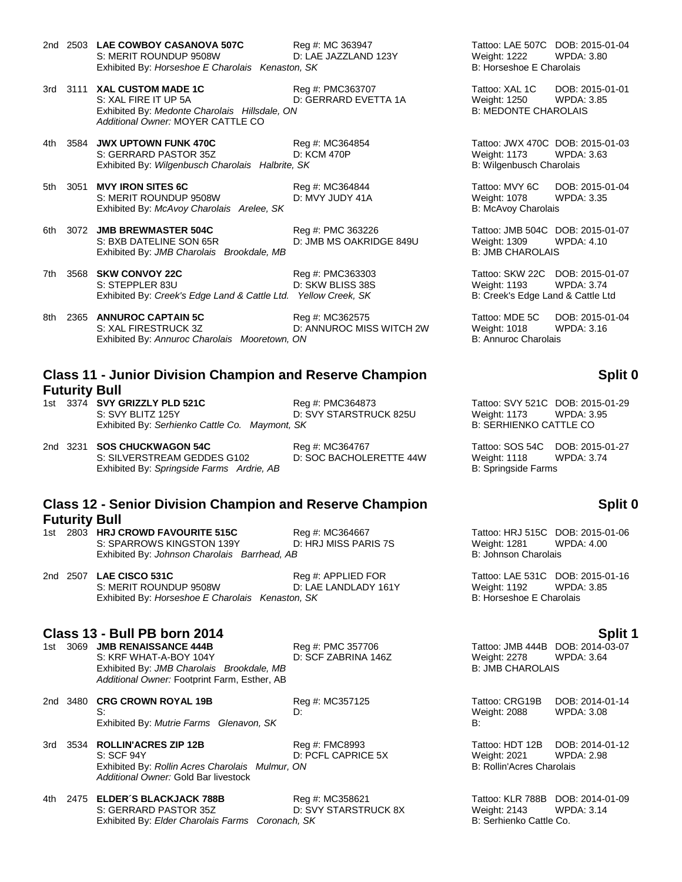2nd 2503 **LAE COWBOY CASANOVA 507C** Reg #: MC 363947 Tattoo: LAE 507C DOB: 2015-01-04
S: MERIT ROUNDUP 9508W D: LAE JAZZLAND 123Y Weight: 1222 WPDA: 3.80
Exhibited By: *Horseshoe E Charolais Kenaston, SK* B: Horseshoe E Charolais

3rd 3111 **XAL CUSTOM MADE 1C** Reg #: PMC363707 Tattoo: XAL 1C DOB: 2015-01-01
S: XAL FIRE IT UP 5A D: GERRARD EVETTA 1A Weight: 1250 WPDA: 3.85
Exhibited By: *Medonte Charolais Hillsdale, ON* B: MEDONTE CHAROLAIS
*Additional Owner:* MOYER CATTLE CO

4th 3584 **JWX UPTOWN FUNK 470C** Reg #: MC364854 Tattoo: JWX 470C DOB: 2015-01-03
S: GERRARD PASTOR 35Z D: KCM 470P Weight: 1173 WPDA: 3.63
Exhibited By: *Wilgenbusch Charolais Halbrite, SK* B: Wilgenbusch Charolais

5th 3051 **MVY IRON SITES 6C** Reg #: MC364844 Tattoo: MVY 6C DOB: 2015-01-04
S: MERIT ROUNDUP 9508W D: MVY JUDY 41A Weight: 1078 WPDA: 3.35
Exhibited By: *McAvoy Charolais Arelee, SK* B: McAvoy Charolais

6th 3072 **JMB BREWMASTER 504C** Reg #: PMC 363226 Tattoo: JMB 504C DOB: 2015-01-07
S: BXB DATELINE SON 65R D: JMB MS OAKRIDGE 849U Weight: 1309 WPDA: 4.10
Exhibited By: *JMB Charolais Brookdale, MB* B: JMB CHAROLAIS

7th 3568 **SKW CONVOY 22C** Reg #: PMC363303 Tattoo: SKW 22C DOB: 2015-01-07
S: STEPPLER 83U D: SKW BLISS 38S Weight: 1193 WPDA: 3.74
Exhibited By: *Creek's Edge Land & Cattle Ltd. Yellow Creek, SK* B: Creek's Edge Land & Cattle Ltd

8th 2365 **ANNUROC CAPTAIN 5C** Reg #: MC362575 Tattoo: MDE 5C DOB: 2015-01-04
S: XAL FIRESTRUCK 3Z D: ANNUROC MISS WITCH 2W Weight: 1018 WPDA: 3.16
Exhibited By: *Annuroc Charolais Mooretown, ON* B: Annuroc Charolais

## Class 11 - Junior Division Champion and Reserve Champion Futurity Bull — Split 0

1st 3374 **SVY GRIZZLY PLD 521C** Reg #: PMC364873 Tattoo: SVY 521C DOB: 2015-01-29
S: SVY BLITZ 125Y D: SVY STARSTRUCK 825U Weight: 1173 WPDA: 3.95
Exhibited By: *Serhienko Cattle Co. Maymont, SK* B: SERHIENKO CATTLE CO

2nd 3231 **SOS CHUCKWAGON 54C** Reg #: MC364767 Tattoo: SOS 54C DOB: 2015-01-27
S: SILVERSTREAM GEDDES G102 D: SOC BACHOLERETTE 44W Weight: 1118 WPDA: 3.74
Exhibited By: *Springside Farms Ardrie, AB* B: Springside Farms

## Class 12 - Senior Division Champion and Reserve Champion Futurity Bull — Split 0

1st 2803 **HRJ CROWD FAVOURITE 515C** Reg #: MC364667 Tattoo: HRJ 515C DOB: 2015-01-06
S: SPARROWS KINGSTON 139Y D: HRJ MISS PARIS 7S Weight: 1281 WPDA: 4.00
Exhibited By: *Johnson Charolais Barrhead, AB* B: Johnson Charolais

2nd 2507 **LAE CISCO 531C** Reg #: APPLIED FOR Tattoo: LAE 531C DOB: 2015-01-16
S: MERIT ROUNDUP 9508W D: LAE LANDLADY 161Y Weight: 1192 WPDA: 3.85
Exhibited By: *Horseshoe E Charolais Kenaston, SK* B: Horseshoe E Charolais

## Class 13 - Bull PB born 2014 — Split 1

1st 3069 **JMB RENAISSANCE 444B** Reg #: PMC 357706 Tattoo: JMB 444B DOB: 2014-03-07
S: KRF WHAT-A-BOY 104Y D: SCF ZABRINA 146Z Weight: 2278 WPDA: 3.64
Exhibited By: *JMB Charolais Brookdale, MB* B: JMB CHAROLAIS
*Additional Owner:* Footprint Farm, Esther, AB

2nd 3480 **CRG CROWN ROYAL 19B** Reg #: MC357125 Tattoo: CRG19B DOB: 2014-01-14
S: D: Weight: 2088 WPDA: 3.08
Exhibited By: *Mutrie Farms Glenavon, SK* B:

3rd 3534 **ROLLIN'ACRES ZIP 12B** Reg #: FMC8993 Tattoo: HDT 12B DOB: 2014-01-12
S: SCF 94Y D: PCFL CAPRICE 5X Weight: 2021 WPDA: 2.98
Exhibited By: *Rollin Acres Charolais Mulmur, ON* B: Rollin'Acres Charolais
*Additional Owner:* Gold Bar livestock

4th 2475 **ELDER´S BLACKJACK 788B** Reg #: MC358621 Tattoo: KLR 788B DOB: 2014-01-09
S: GERRARD PASTOR 35Z D: SVY STARSTRUCK 8X Weight: 2143 WPDA: 3.14
Exhibited By: *Elder Charolais Farms Coronach, SK* B: Serhienko Cattle Co.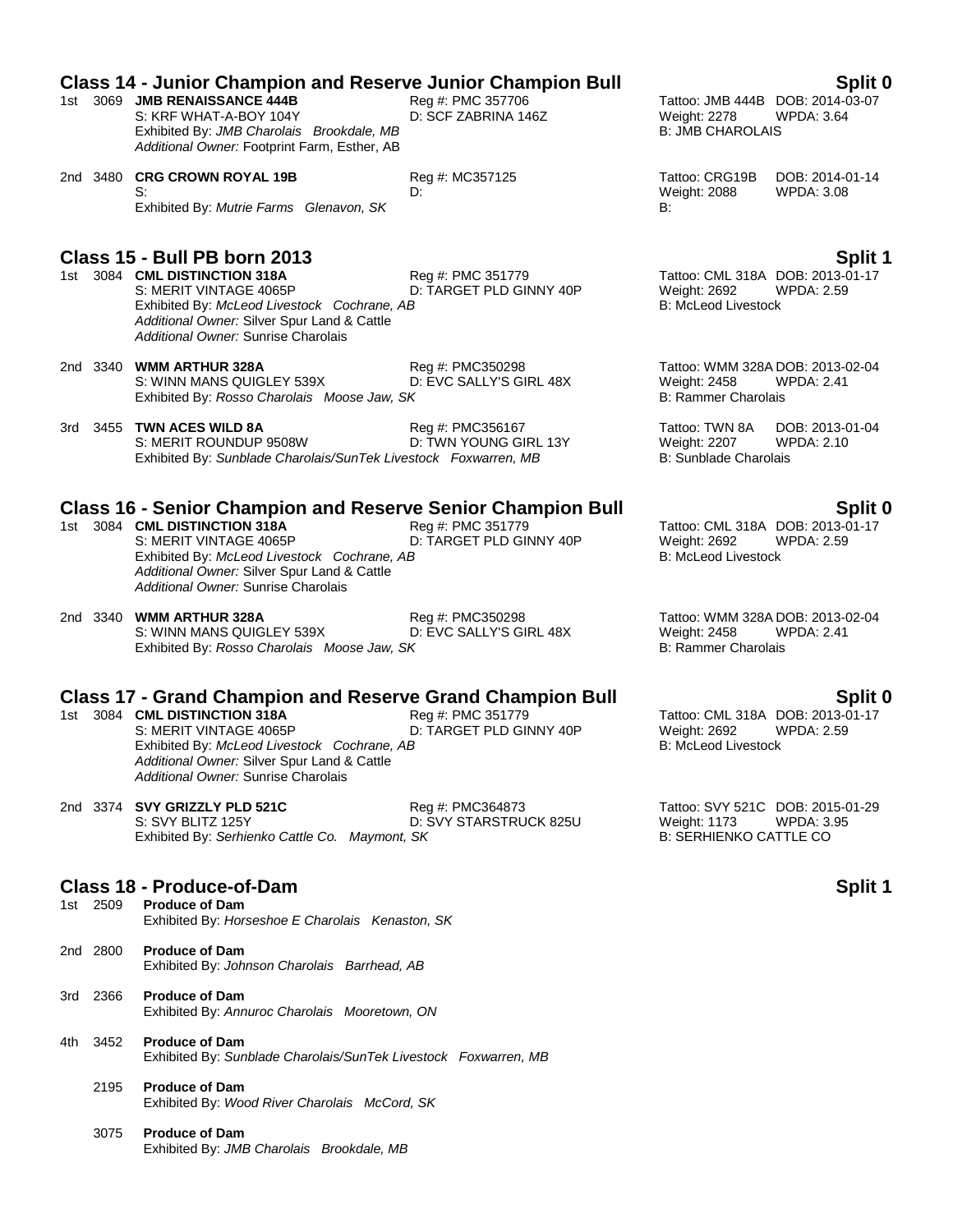## Class 14 - Junior Champion and Reserve Junior Champion Bull — Split 0

1st 3069 **JMB RENAISSANCE 444B** — Reg #: PMC 357706 — Tattoo: JMB 444B DOB: 2014-03-07
S: KRF WHAT-A-BOY 104Y — D: SCF ZABRINA 146Z — Weight: 2278 WPDA: 3.64
Exhibited By: *JMB Charolais Brookdale, MB* — B: JMB CHAROLAIS
*Additional Owner:* Footprint Farm, Esther, AB

2nd 3480 **CRG CROWN ROYAL 19B** — Reg #: MC357125 — Tattoo: CRG19B DOB: 2014-01-14
S: — D: — Weight: 2088 WPDA: 3.08
Exhibited By: *Mutrie Farms Glenavon, SK* — B:

## Class 15 - Bull PB born 2013 — Split 1

1st 3084 **CML DISTINCTION 318A** — Reg #: PMC 351779 — Tattoo: CML 318A DOB: 2013-01-17
S: MERIT VINTAGE 4065P — D: TARGET PLD GINNY 40P — Weight: 2692 WPDA: 2.59
Exhibited By: *McLeod Livestock Cochrane, AB* — B: McLeod Livestock
*Additional Owner:* Silver Spur Land & Cattle
*Additional Owner:* Sunrise Charolais

2nd 3340 **WMM ARTHUR 328A** — Reg #: PMC350298 — Tattoo: WMM 328A DOB: 2013-02-04
S: WINN MANS QUIGLEY 539X — D: EVC SALLY'S GIRL 48X — Weight: 2458 WPDA: 2.41
Exhibited By: *Rosso Charolais Moose Jaw, SK* — B: Rammer Charolais

3rd 3455 **TWN ACES WILD 8A** — Reg #: PMC356167 — Tattoo: TWN 8A DOB: 2013-01-04
S: MERIT ROUNDUP 9508W — D: TWN YOUNG GIRL 13Y — Weight: 2207 WPDA: 2.10
Exhibited By: *Sunblade Charolais/SunTek Livestock Foxwarren, MB* — B: Sunblade Charolais

## Class 16 - Senior Champion and Reserve Senior Champion Bull — Split 0

1st 3084 **CML DISTINCTION 318A** — Reg #: PMC 351779 — Tattoo: CML 318A DOB: 2013-01-17
S: MERIT VINTAGE 4065P — D: TARGET PLD GINNY 40P — Weight: 2692 WPDA: 2.59
Exhibited By: *McLeod Livestock Cochrane, AB* — B: McLeod Livestock
*Additional Owner:* Silver Spur Land & Cattle
*Additional Owner:* Sunrise Charolais

2nd 3340 **WMM ARTHUR 328A** — Reg #: PMC350298 — Tattoo: WMM 328A DOB: 2013-02-04
S: WINN MANS QUIGLEY 539X — D: EVC SALLY'S GIRL 48X — Weight: 2458 WPDA: 2.41
Exhibited By: *Rosso Charolais Moose Jaw, SK* — B: Rammer Charolais

## Class 17 - Grand Champion and Reserve Grand Champion Bull — Split 0

1st 3084 **CML DISTINCTION 318A** — Reg #: PMC 351779 — Tattoo: CML 318A DOB: 2013-01-17
S: MERIT VINTAGE 4065P — D: TARGET PLD GINNY 40P — Weight: 2692 WPDA: 2.59
Exhibited By: *McLeod Livestock Cochrane, AB* — B: McLeod Livestock
*Additional Owner:* Silver Spur Land & Cattle
*Additional Owner:* Sunrise Charolais

2nd 3374 **SVY GRIZZLY PLD 521C** — Reg #: PMC364873 — Tattoo: SVY 521C DOB: 2015-01-29
S: SVY BLITZ 125Y — D: SVY STARSTRUCK 825U — Weight: 1173 WPDA: 3.95
Exhibited By: *Serhienko Cattle Co. Maymont, SK* — B: SERHIENKO CATTLE CO

## Class 18 - Produce-of-Dam — Split 1

1st 2509 **Produce of Dam**
Exhibited By: *Horseshoe E Charolais Kenaston, SK*

2nd 2800 **Produce of Dam**
Exhibited By: *Johnson Charolais Barrhead, AB*

3rd 2366 **Produce of Dam**
Exhibited By: *Annuroc Charolais Mooretown, ON*

4th 3452 **Produce of Dam**
Exhibited By: *Sunblade Charolais/SunTek Livestock Foxwarren, MB*

2195 **Produce of Dam**
Exhibited By: *Wood River Charolais McCord, SK*

3075 **Produce of Dam**
Exhibited By: *JMB Charolais Brookdale, MB*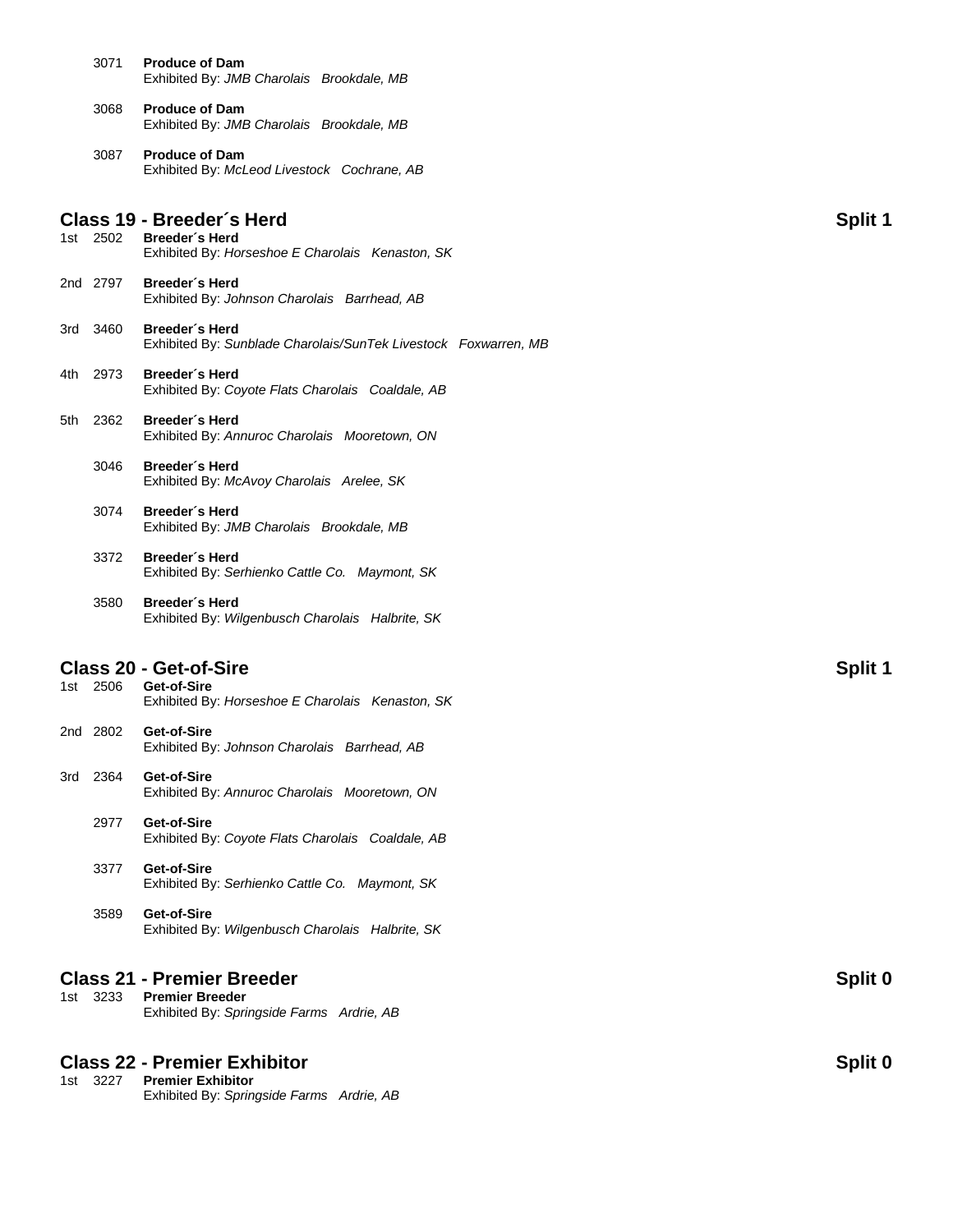3071 **Produce of Dam**
Exhibited By: *JMB Charolais Brookdale, MB*

3068 **Produce of Dam**
Exhibited By: *JMB Charolais Brookdale, MB*

3087 **Produce of Dam**
Exhibited By: *McLeod Livestock Cochrane, AB*

## Class 19 - Breeder´s Herd — Split 1

1st 2502 **Breeder´s Herd**
Exhibited By: *Horseshoe E Charolais Kenaston, SK*

2nd 2797 **Breeder´s Herd**
Exhibited By: *Johnson Charolais Barrhead, AB*

3rd 3460 **Breeder´s Herd**
Exhibited By: *Sunblade Charolais/SunTek Livestock Foxwarren, MB*

4th 2973 **Breeder´s Herd**
Exhibited By: *Coyote Flats Charolais Coaldale, AB*

5th 2362 **Breeder´s Herd**
Exhibited By: *Annuroc Charolais Mooretown, ON*

3046 **Breeder´s Herd**
Exhibited By: *McAvoy Charolais Arelee, SK*

3074 **Breeder´s Herd**
Exhibited By: *JMB Charolais Brookdale, MB*

3372 **Breeder´s Herd**
Exhibited By: *Serhienko Cattle Co. Maymont, SK*

3580 **Breeder´s Herd**
Exhibited By: *Wilgenbusch Charolais Halbrite, SK*

## Class 20 - Get-of-Sire — Split 1

1st 2506 **Get-of-Sire**
Exhibited By: *Horseshoe E Charolais Kenaston, SK*

2nd 2802 **Get-of-Sire**
Exhibited By: *Johnson Charolais Barrhead, AB*

3rd 2364 **Get-of-Sire**
Exhibited By: *Annuroc Charolais Mooretown, ON*

2977 **Get-of-Sire**
Exhibited By: *Coyote Flats Charolais Coaldale, AB*

3377 **Get-of-Sire**
Exhibited By: *Serhienko Cattle Co. Maymont, SK*

3589 **Get-of-Sire**
Exhibited By: *Wilgenbusch Charolais Halbrite, SK*

## Class 21 - Premier Breeder — Split 0

1st 3233 **Premier Breeder**
Exhibited By: *Springside Farms Ardrie, AB*

## Class 22 - Premier Exhibitor — Split 0

1st 3227 **Premier Exhibitor**
Exhibited By: *Springside Farms Ardrie, AB*